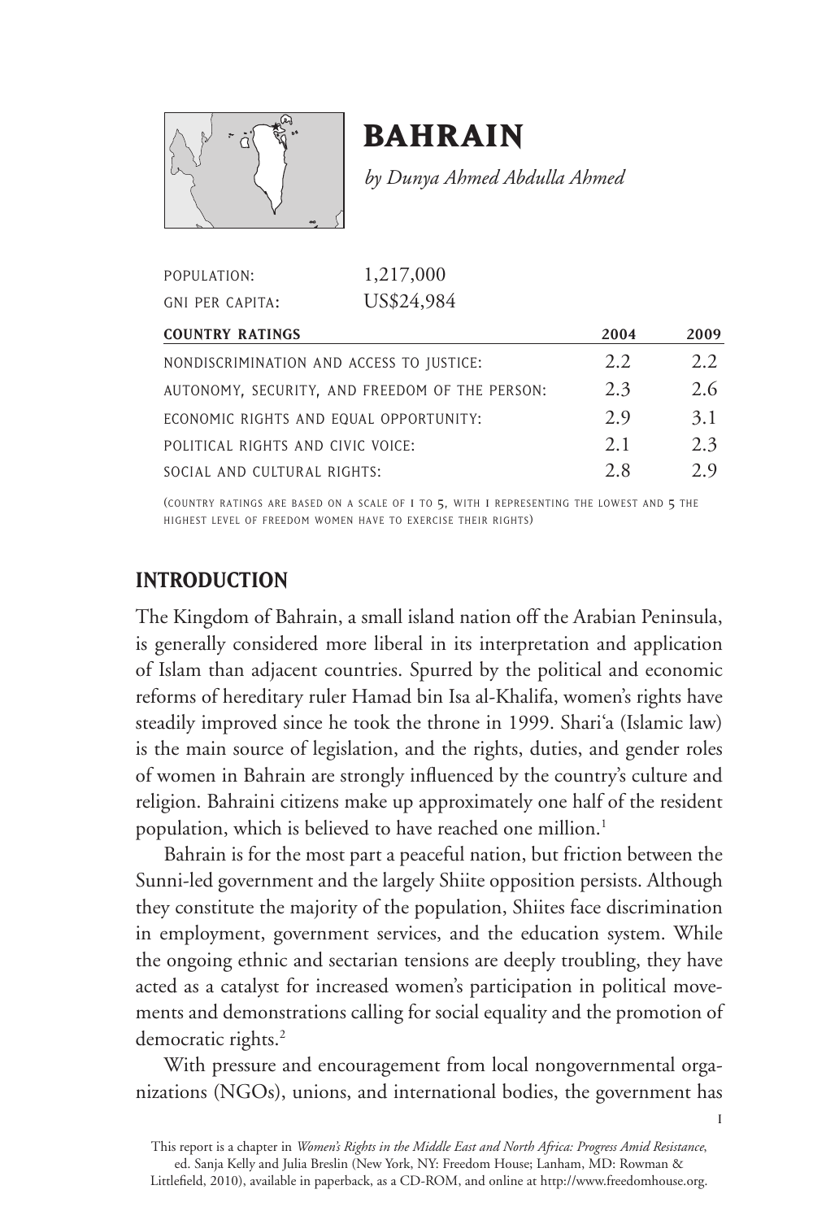# BAHRAIN

*by Dunya Ahmed Abdulla Ahmed*

| | |
|---|---|
| POPULATION: | 1,217,000 |
| GNI PER CAPITA: | US$24,984 |

| COUNTRY RATINGS | 2004 | 2009 |
|---|---|---|
| NONDISCRIMINATION AND ACCESS TO JUSTICE: | 2.2 | 2.2 |
| AUTONOMY, SECURITY, AND FREEDOM OF THE PERSON: | 2.3 | 2.6 |
| ECONOMIC RIGHTS AND EQUAL OPPORTUNITY: | 2.9 | 3.1 |
| POLITICAL RIGHTS AND CIVIC VOICE: | 2.1 | 2.3 |
| SOCIAL AND CULTURAL RIGHTS: | 2.8 | 2.9 |

(COUNTRY RATINGS ARE BASED ON A SCALE OF 1 TO 5, WITH 1 REPRESENTING THE LOWEST AND 5 THE HIGHEST LEVEL OF FREEDOM WOMEN HAVE TO EXERCISE THEIR RIGHTS)

## INTRODUCTION

The Kingdom of Bahrain, a small island nation off the Arabian Peninsula, is generally considered more liberal in its interpretation and application of Islam than adjacent countries. Spurred by the political and economic reforms of hereditary ruler Hamad bin Isa al-Khalifa, women's rights have steadily improved since he took the throne in 1999. Shari'a (Islamic law) is the main source of legislation, and the rights, duties, and gender roles of women in Bahrain are strongly influenced by the country's culture and religion. Bahraini citizens make up approximately one half of the resident population, which is believed to have reached one million.[1]

Bahrain is for the most part a peaceful nation, but friction between the Sunni-led government and the largely Shiite opposition persists. Although they constitute the majority of the population, Shiites face discrimination in employment, government services, and the education system. While the ongoing ethnic and sectarian tensions are deeply troubling, they have acted as a catalyst for increased women's participation in political movements and demonstrations calling for social equality and the promotion of democratic rights.[2]

With pressure and encouragement from local nongovernmental organizations (NGOs), unions, and international bodies, the government has

This report is a chapter in *Women's Rights in the Middle East and North Africa: Progress Amid Resistance*, ed. Sanja Kelly and Julia Breslin (New York, NY: Freedom House; Lanham, MD: Rowman & Littlefield, 2010), available in paperback, as a CD-ROM, and online at http://www.freedomhouse.org.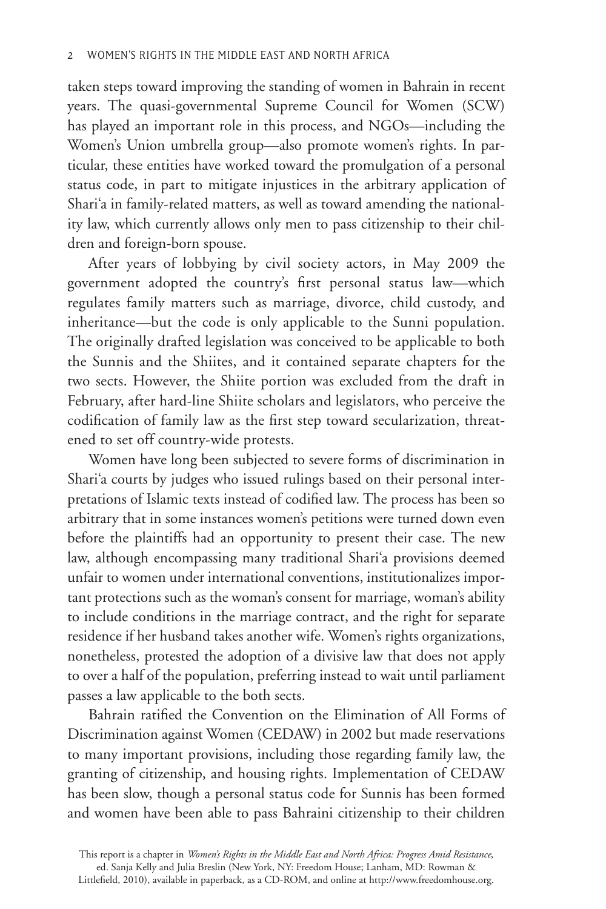taken steps toward improving the standing of women in Bahrain in recent years. The quasi-governmental Supreme Council for Women (SCW) has played an important role in this process, and NGOs—including the Women's Union umbrella group—also promote women's rights. In particular, these entities have worked toward the promulgation of a personal status code, in part to mitigate injustices in the arbitrary application of Shari'a in family-related matters, as well as toward amending the nationality law, which currently allows only men to pass citizenship to their children and foreign-born spouse.

After years of lobbying by civil society actors, in May 2009 the government adopted the country's first personal status law—which regulates family matters such as marriage, divorce, child custody, and inheritance—but the code is only applicable to the Sunni population. The originally drafted legislation was conceived to be applicable to both the Sunnis and the Shiites, and it contained separate chapters for the two sects. However, the Shiite portion was excluded from the draft in February, after hard-line Shiite scholars and legislators, who perceive the codification of family law as the first step toward secularization, threatened to set off country-wide protests.

Women have long been subjected to severe forms of discrimination in Shari'a courts by judges who issued rulings based on their personal interpretations of Islamic texts instead of codified law. The process has been so arbitrary that in some instances women's petitions were turned down even before the plaintiffs had an opportunity to present their case. The new law, although encompassing many traditional Shari'a provisions deemed unfair to women under international conventions, institutionalizes important protections such as the woman's consent for marriage, woman's ability to include conditions in the marriage contract, and the right for separate residence if her husband takes another wife. Women's rights organizations, nonetheless, protested the adoption of a divisive law that does not apply to over a half of the population, preferring instead to wait until parliament passes a law applicable to the both sects.

Bahrain ratified the Convention on the Elimination of All Forms of Discrimination against Women (CEDAW) in 2002 but made reservations to many important provisions, including those regarding family law, the granting of citizenship, and housing rights. Implementation of CEDAW has been slow, though a personal status code for Sunnis has been formed and women have been able to pass Bahraini citizenship to their children

This report is a chapter in *Women's Rights in the Middle East and North Africa: Progress Amid Resistance*, ed. Sanja Kelly and Julia Breslin (New York, NY: Freedom House; Lanham, MD: Rowman & Littlefield, 2010), available in paperback, as a CD-ROM, and online at http://www.freedomhouse.org.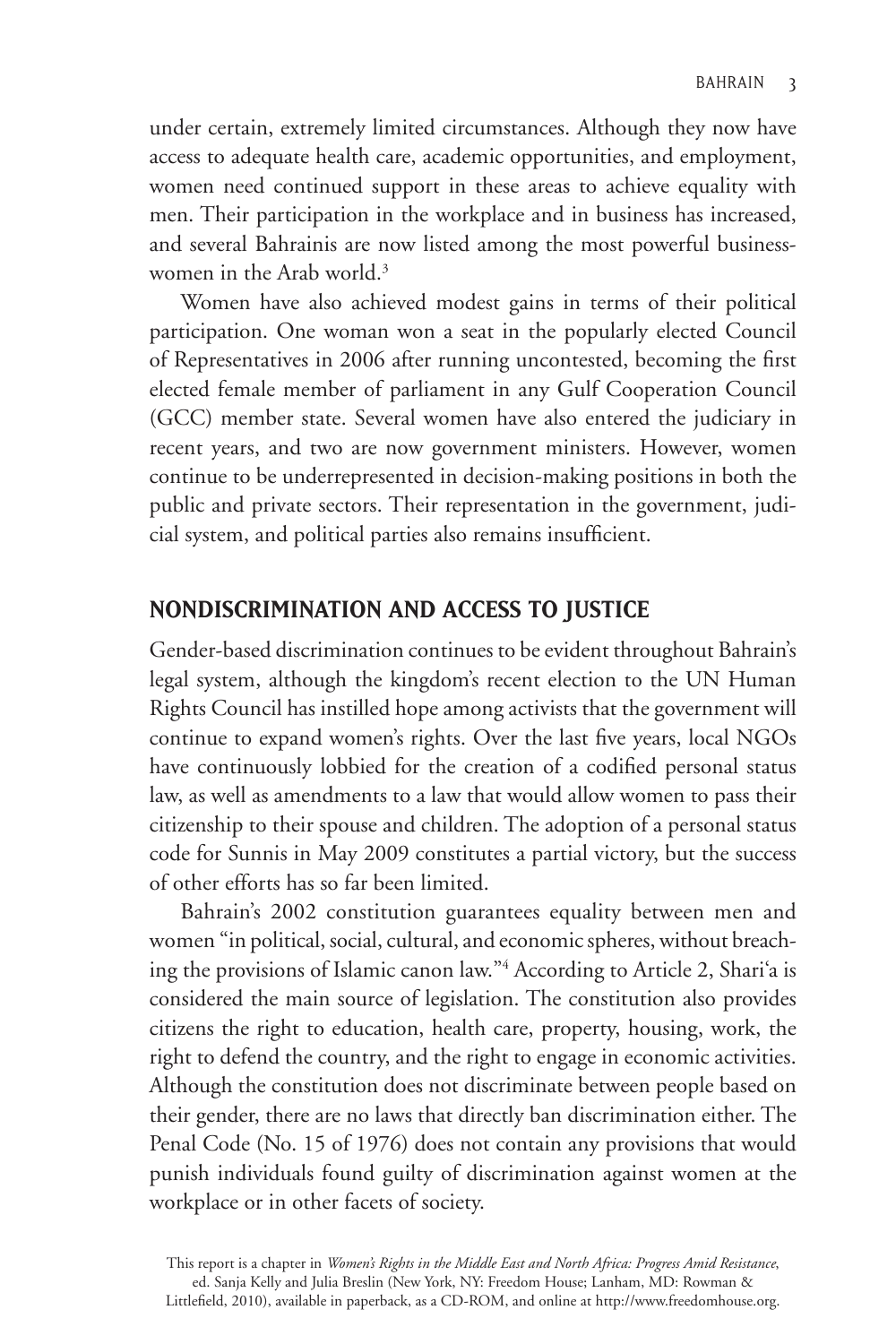under certain, extremely limited circumstances. Although they now have access to adequate health care, academic opportunities, and employment, women need continued support in these areas to achieve equality with men. Their participation in the workplace and in business has increased, and several Bahrainis are now listed among the most powerful businesswomen in the Arab world.[3]

Women have also achieved modest gains in terms of their political participation. One woman won a seat in the popularly elected Council of Representatives in 2006 after running uncontested, becoming the first elected female member of parliament in any Gulf Cooperation Council (GCC) member state. Several women have also entered the judiciary in recent years, and two are now government ministers. However, women continue to be underrepresented in decision-making positions in both the public and private sectors. Their representation in the government, judicial system, and political parties also remains insufficient.

## NONDISCRIMINATION AND ACCESS TO JUSTICE

Gender-based discrimination continues to be evident throughout Bahrain's legal system, although the kingdom's recent election to the UN Human Rights Council has instilled hope among activists that the government will continue to expand women's rights. Over the last five years, local NGOs have continuously lobbied for the creation of a codified personal status law, as well as amendments to a law that would allow women to pass their citizenship to their spouse and children. The adoption of a personal status code for Sunnis in May 2009 constitutes a partial victory, but the success of other efforts has so far been limited.

Bahrain's 2002 constitution guarantees equality between men and women "in political, social, cultural, and economic spheres, without breaching the provisions of Islamic canon law."[4] According to Article 2, Shari'a is considered the main source of legislation. The constitution also provides citizens the right to education, health care, property, housing, work, the right to defend the country, and the right to engage in economic activities. Although the constitution does not discriminate between people based on their gender, there are no laws that directly ban discrimination either. The Penal Code (No. 15 of 1976) does not contain any provisions that would punish individuals found guilty of discrimination against women at the workplace or in other facets of society.

This report is a chapter in *Women's Rights in the Middle East and North Africa: Progress Amid Resistance*, ed. Sanja Kelly and Julia Breslin (New York, NY: Freedom House; Lanham, MD: Rowman & Littlefield, 2010), available in paperback, as a CD-ROM, and online at http://www.freedomhouse.org.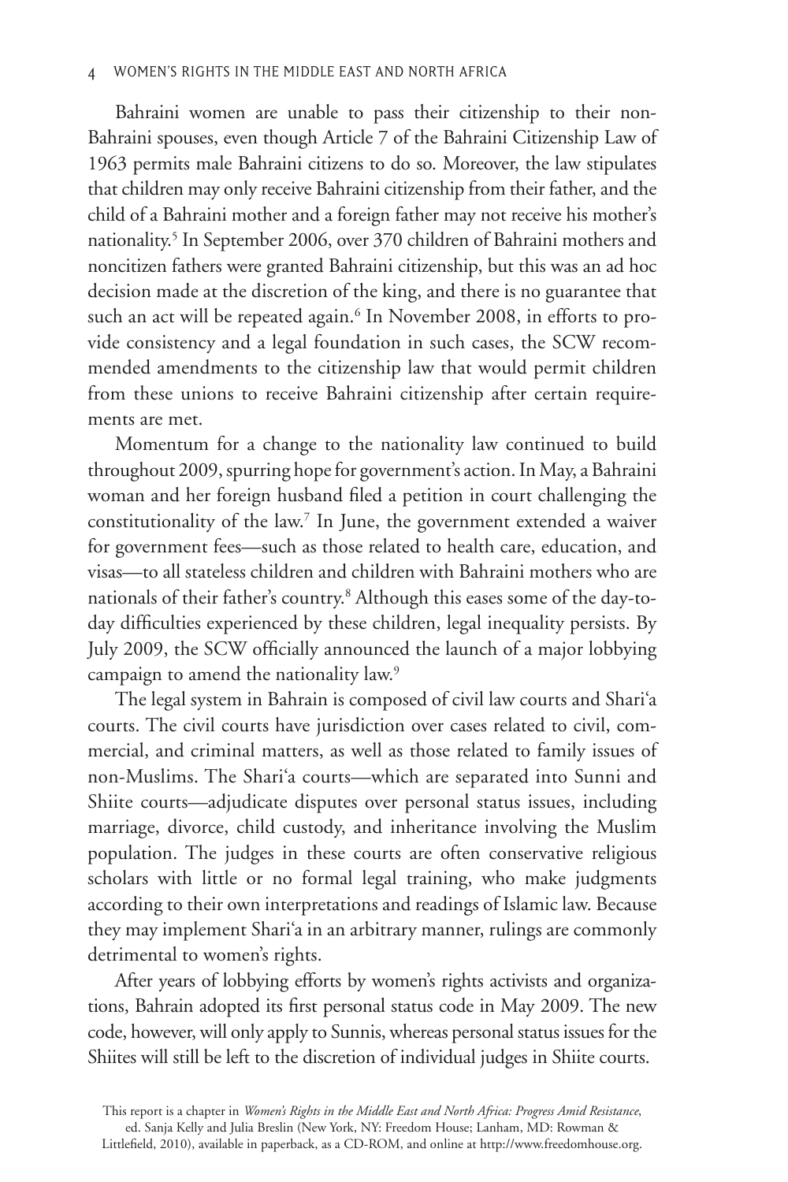Bahraini women are unable to pass their citizenship to their non-Bahraini spouses, even though Article 7 of the Bahraini Citizenship Law of 1963 permits male Bahraini citizens to do so. Moreover, the law stipulates that children may only receive Bahraini citizenship from their father, and the child of a Bahraini mother and a foreign father may not receive his mother's nationality.[5] In September 2006, over 370 children of Bahraini mothers and noncitizen fathers were granted Bahraini citizenship, but this was an ad hoc decision made at the discretion of the king, and there is no guarantee that such an act will be repeated again.[6] In November 2008, in efforts to provide consistency and a legal foundation in such cases, the SCW recommended amendments to the citizenship law that would permit children from these unions to receive Bahraini citizenship after certain requirements are met.

Momentum for a change to the nationality law continued to build throughout 2009, spurring hope for government's action. In May, a Bahraini woman and her foreign husband filed a petition in court challenging the constitutionality of the law.[7] In June, the government extended a waiver for government fees—such as those related to health care, education, and visas—to all stateless children and children with Bahraini mothers who are nationals of their father's country.[8] Although this eases some of the day-to-day difficulties experienced by these children, legal inequality persists. By July 2009, the SCW officially announced the launch of a major lobbying campaign to amend the nationality law.[9]

The legal system in Bahrain is composed of civil law courts and Shari'a courts. The civil courts have jurisdiction over cases related to civil, commercial, and criminal matters, as well as those related to family issues of non-Muslims. The Shari'a courts—which are separated into Sunni and Shiite courts—adjudicate disputes over personal status issues, including marriage, divorce, child custody, and inheritance involving the Muslim population. The judges in these courts are often conservative religious scholars with little or no formal legal training, who make judgments according to their own interpretations and readings of Islamic law. Because they may implement Shari'a in an arbitrary manner, rulings are commonly detrimental to women's rights.

After years of lobbying efforts by women's rights activists and organizations, Bahrain adopted its first personal status code in May 2009. The new code, however, will only apply to Sunnis, whereas personal status issues for the Shiites will still be left to the discretion of individual judges in Shiite courts.

This report is a chapter in *Women's Rights in the Middle East and North Africa: Progress Amid Resistance*, ed. Sanja Kelly and Julia Breslin (New York, NY: Freedom House; Lanham, MD: Rowman & Littlefield, 2010), available in paperback, as a CD-ROM, and online at http://www.freedomhouse.org.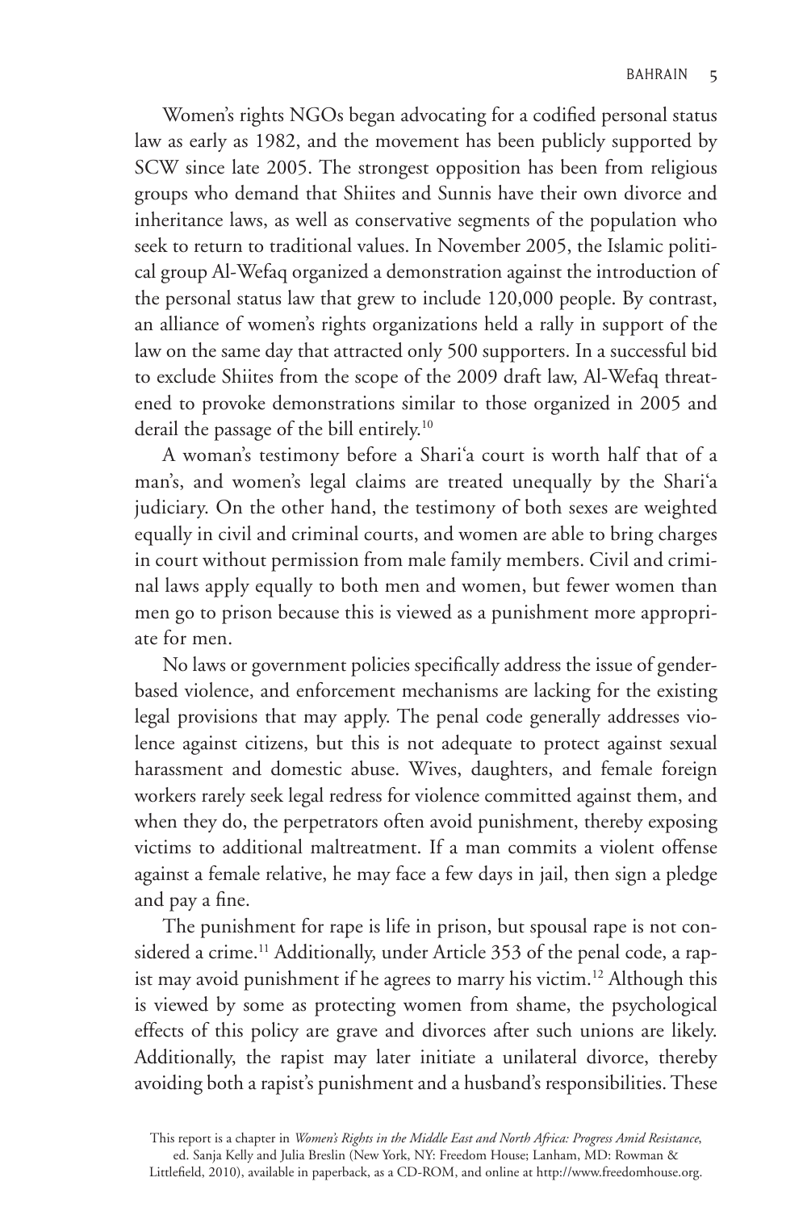Women's rights NGOs began advocating for a codified personal status law as early as 1982, and the movement has been publicly supported by SCW since late 2005. The strongest opposition has been from religious groups who demand that Shiites and Sunnis have their own divorce and inheritance laws, as well as conservative segments of the population who seek to return to traditional values. In November 2005, the Islamic political group Al-Wefaq organized a demonstration against the introduction of the personal status law that grew to include 120,000 people. By contrast, an alliance of women's rights organizations held a rally in support of the law on the same day that attracted only 500 supporters. In a successful bid to exclude Shiites from the scope of the 2009 draft law, Al-Wefaq threatened to provoke demonstrations similar to those organized in 2005 and derail the passage of the bill entirely.[10]

A woman's testimony before a Shari'a court is worth half that of a man's, and women's legal claims are treated unequally by the Shari'a judiciary. On the other hand, the testimony of both sexes are weighted equally in civil and criminal courts, and women are able to bring charges in court without permission from male family members. Civil and criminal laws apply equally to both men and women, but fewer women than men go to prison because this is viewed as a punishment more appropriate for men.

No laws or government policies specifically address the issue of gender-based violence, and enforcement mechanisms are lacking for the existing legal provisions that may apply. The penal code generally addresses violence against citizens, but this is not adequate to protect against sexual harassment and domestic abuse. Wives, daughters, and female foreign workers rarely seek legal redress for violence committed against them, and when they do, the perpetrators often avoid punishment, thereby exposing victims to additional maltreatment. If a man commits a violent offense against a female relative, he may face a few days in jail, then sign a pledge and pay a fine.

The punishment for rape is life in prison, but spousal rape is not considered a crime.[11] Additionally, under Article 353 of the penal code, a rapist may avoid punishment if he agrees to marry his victim.[12] Although this is viewed by some as protecting women from shame, the psychological effects of this policy are grave and divorces after such unions are likely. Additionally, the rapist may later initiate a unilateral divorce, thereby avoiding both a rapist's punishment and a husband's responsibilities. These

This report is a chapter in *Women's Rights in the Middle East and North Africa: Progress Amid Resistance*, ed. Sanja Kelly and Julia Breslin (New York, NY: Freedom House; Lanham, MD: Rowman & Littlefield, 2010), available in paperback, as a CD-ROM, and online at http://www.freedomhouse.org.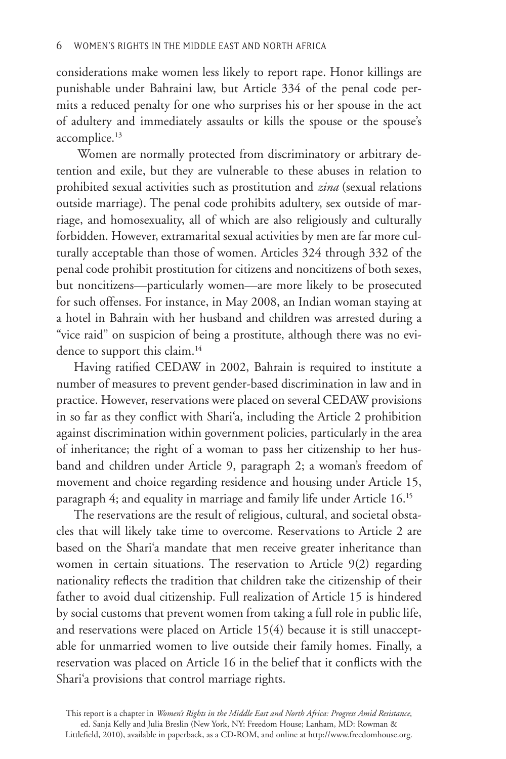considerations make women less likely to report rape. Honor killings are punishable under Bahraini law, but Article 334 of the penal code permits a reduced penalty for one who surprises his or her spouse in the act of adultery and immediately assaults or kills the spouse or the spouse's accomplice.[13]

Women are normally protected from discriminatory or arbitrary detention and exile, but they are vulnerable to these abuses in relation to prohibited sexual activities such as prostitution and *zina* (sexual relations outside marriage). The penal code prohibits adultery, sex outside of marriage, and homosexuality, all of which are also religiously and culturally forbidden. However, extramarital sexual activities by men are far more culturally acceptable than those of women. Articles 324 through 332 of the penal code prohibit prostitution for citizens and noncitizens of both sexes, but noncitizens—particularly women—are more likely to be prosecuted for such offenses. For instance, in May 2008, an Indian woman staying at a hotel in Bahrain with her husband and children was arrested during a "vice raid" on suspicion of being a prostitute, although there was no evidence to support this claim.[14]

Having ratified CEDAW in 2002, Bahrain is required to institute a number of measures to prevent gender-based discrimination in law and in practice. However, reservations were placed on several CEDAW provisions in so far as they conflict with Shari'a, including the Article 2 prohibition against discrimination within government policies, particularly in the area of inheritance; the right of a woman to pass her citizenship to her husband and children under Article 9, paragraph 2; a woman's freedom of movement and choice regarding residence and housing under Article 15, paragraph 4; and equality in marriage and family life under Article 16.[15]

The reservations are the result of religious, cultural, and societal obstacles that will likely take time to overcome. Reservations to Article 2 are based on the Shari'a mandate that men receive greater inheritance than women in certain situations. The reservation to Article 9(2) regarding nationality reflects the tradition that children take the citizenship of their father to avoid dual citizenship. Full realization of Article 15 is hindered by social customs that prevent women from taking a full role in public life, and reservations were placed on Article 15(4) because it is still unacceptable for unmarried women to live outside their family homes. Finally, a reservation was placed on Article 16 in the belief that it conflicts with the Shari'a provisions that control marriage rights.

This report is a chapter in *Women's Rights in the Middle East and North Africa: Progress Amid Resistance*, ed. Sanja Kelly and Julia Breslin (New York, NY: Freedom House; Lanham, MD: Rowman & Littlefield, 2010), available in paperback, as a CD-ROM, and online at http://www.freedomhouse.org.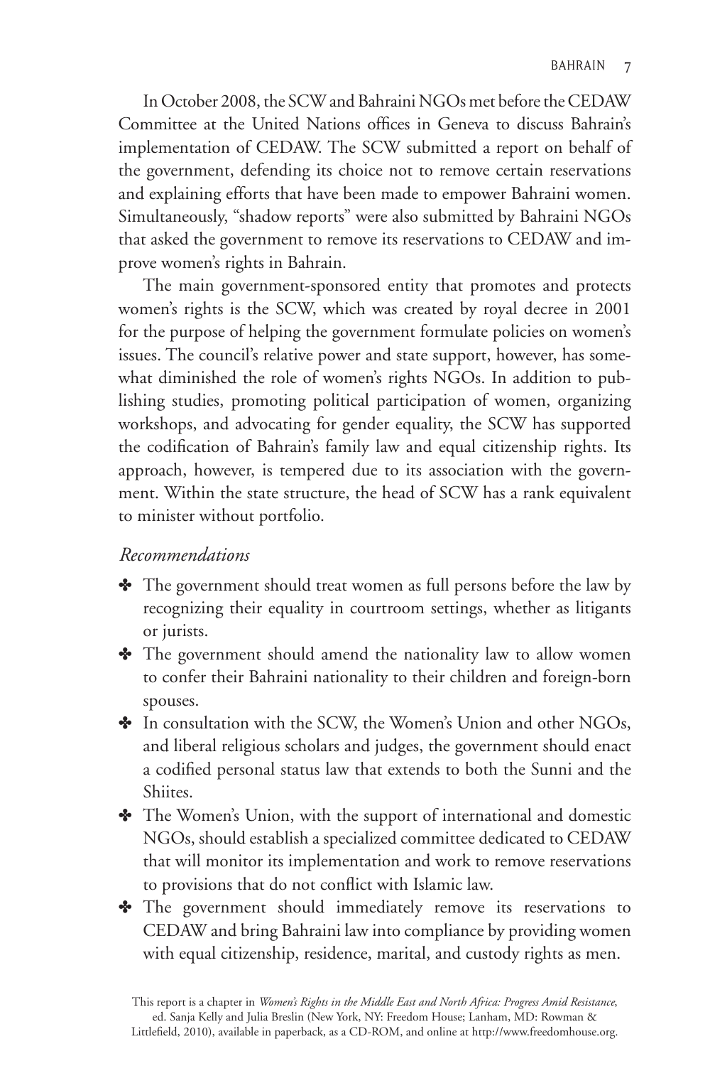In October 2008, the SCW and Bahraini NGOs met before the CEDAW Committee at the United Nations offices in Geneva to discuss Bahrain's implementation of CEDAW. The SCW submitted a report on behalf of the government, defending its choice not to remove certain reservations and explaining efforts that have been made to empower Bahraini women. Simultaneously, "shadow reports" were also submitted by Bahraini NGOs that asked the government to remove its reservations to CEDAW and improve women's rights in Bahrain.

The main government-sponsored entity that promotes and protects women's rights is the SCW, which was created by royal decree in 2001 for the purpose of helping the government formulate policies on women's issues. The council's relative power and state support, however, has somewhat diminished the role of women's rights NGOs. In addition to publishing studies, promoting political participation of women, organizing workshops, and advocating for gender equality, the SCW has supported the codification of Bahrain's family law and equal citizenship rights. Its approach, however, is tempered due to its association with the government. Within the state structure, the head of SCW has a rank equivalent to minister without portfolio.

### *Recommendations*

- The government should treat women as full persons before the law by recognizing their equality in courtroom settings, whether as litigants or jurists.
- The government should amend the nationality law to allow women to confer their Bahraini nationality to their children and foreign-born spouses.
- In consultation with the SCW, the Women's Union and other NGOs, and liberal religious scholars and judges, the government should enact a codified personal status law that extends to both the Sunni and the Shiites.
- The Women's Union, with the support of international and domestic NGOs, should establish a specialized committee dedicated to CEDAW that will monitor its implementation and work to remove reservations to provisions that do not conflict with Islamic law.
- The government should immediately remove its reservations to CEDAW and bring Bahraini law into compliance by providing women with equal citizenship, residence, marital, and custody rights as men.

This report is a chapter in *Women's Rights in the Middle East and North Africa: Progress Amid Resistance*, ed. Sanja Kelly and Julia Breslin (New York, NY: Freedom House; Lanham, MD: Rowman & Littlefield, 2010), available in paperback, as a CD-ROM, and online at http://www.freedomhouse.org.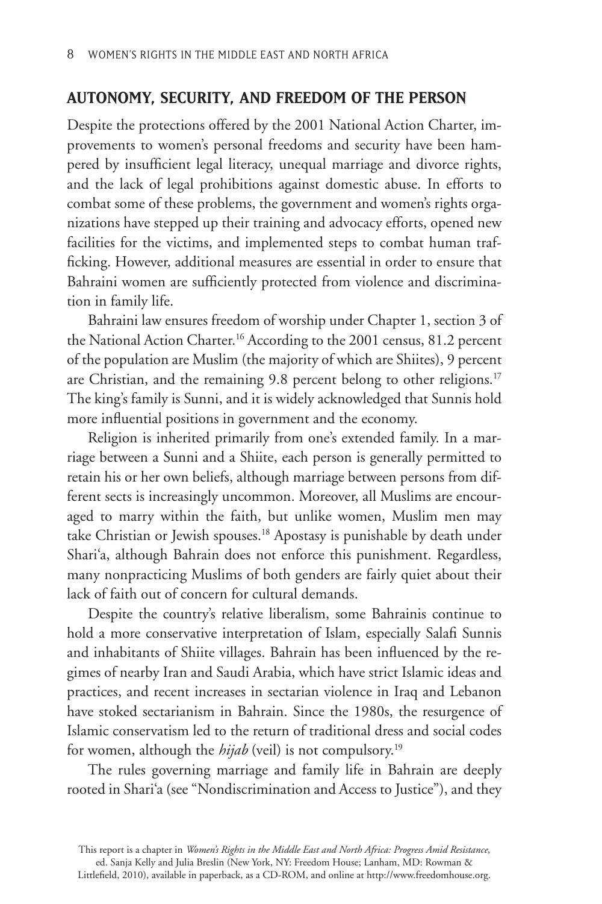## AUTONOMY, SECURITY, AND FREEDOM OF THE PERSON

Despite the protections offered by the 2001 National Action Charter, improvements to women's personal freedoms and security have been hampered by insufficient legal literacy, unequal marriage and divorce rights, and the lack of legal prohibitions against domestic abuse. In efforts to combat some of these problems, the government and women's rights organizations have stepped up their training and advocacy efforts, opened new facilities for the victims, and implemented steps to combat human trafficking. However, additional measures are essential in order to ensure that Bahraini women are sufficiently protected from violence and discrimination in family life.

Bahraini law ensures freedom of worship under Chapter 1, section 3 of the National Action Charter.[16] According to the 2001 census, 81.2 percent of the population are Muslim (the majority of which are Shiites), 9 percent are Christian, and the remaining 9.8 percent belong to other religions.[17] The king's family is Sunni, and it is widely acknowledged that Sunnis hold more influential positions in government and the economy.

Religion is inherited primarily from one's extended family. In a marriage between a Sunni and a Shiite, each person is generally permitted to retain his or her own beliefs, although marriage between persons from different sects is increasingly uncommon. Moreover, all Muslims are encouraged to marry within the faith, but unlike women, Muslim men may take Christian or Jewish spouses.[18] Apostasy is punishable by death under Shari'a, although Bahrain does not enforce this punishment. Regardless, many nonpracticing Muslims of both genders are fairly quiet about their lack of faith out of concern for cultural demands.

Despite the country's relative liberalism, some Bahrainis continue to hold a more conservative interpretation of Islam, especially Salafi Sunnis and inhabitants of Shiite villages. Bahrain has been influenced by the regimes of nearby Iran and Saudi Arabia, which have strict Islamic ideas and practices, and recent increases in sectarian violence in Iraq and Lebanon have stoked sectarianism in Bahrain. Since the 1980s, the resurgence of Islamic conservatism led to the return of traditional dress and social codes for women, although the *hijab* (veil) is not compulsory.[19]

The rules governing marriage and family life in Bahrain are deeply rooted in Shari'a (see "Nondiscrimination and Access to Justice"), and they

This report is a chapter in *Women's Rights in the Middle East and North Africa: Progress Amid Resistance*, ed. Sanja Kelly and Julia Breslin (New York, NY: Freedom House; Lanham, MD: Rowman & Littlefield, 2010), available in paperback, as a CD-ROM, and online at http://www.freedomhouse.org.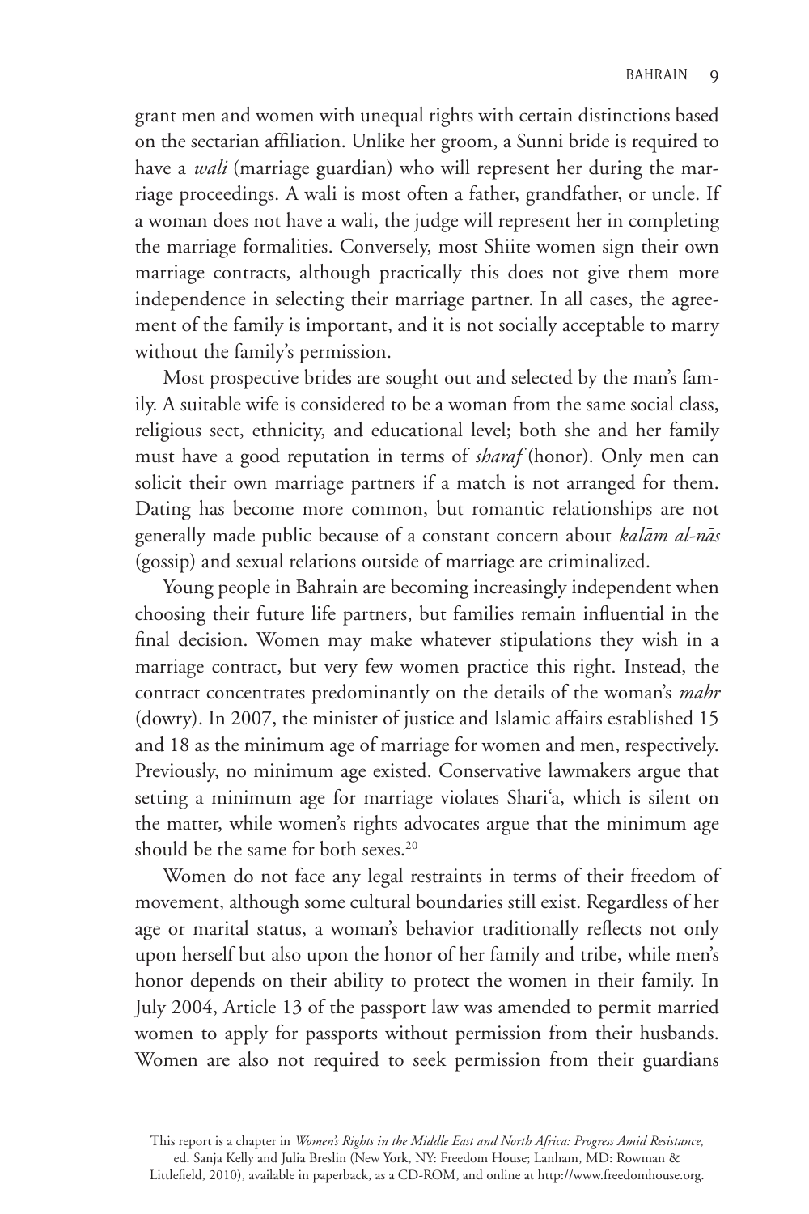grant men and women with unequal rights with certain distinctions based on the sectarian affiliation. Unlike her groom, a Sunni bride is required to have a *wali* (marriage guardian) who will represent her during the marriage proceedings. A wali is most often a father, grandfather, or uncle. If a woman does not have a wali, the judge will represent her in completing the marriage formalities. Conversely, most Shiite women sign their own marriage contracts, although practically this does not give them more independence in selecting their marriage partner. In all cases, the agreement of the family is important, and it is not socially acceptable to marry without the family's permission.

Most prospective brides are sought out and selected by the man's family. A suitable wife is considered to be a woman from the same social class, religious sect, ethnicity, and educational level; both she and her family must have a good reputation in terms of *sharaf* (honor). Only men can solicit their own marriage partners if a match is not arranged for them. Dating has become more common, but romantic relationships are not generally made public because of a constant concern about *kalām al-nās* (gossip) and sexual relations outside of marriage are criminalized.

Young people in Bahrain are becoming increasingly independent when choosing their future life partners, but families remain influential in the final decision. Women may make whatever stipulations they wish in a marriage contract, but very few women practice this right. Instead, the contract concentrates predominantly on the details of the woman's *mahr* (dowry). In 2007, the minister of justice and Islamic affairs established 15 and 18 as the minimum age of marriage for women and men, respectively. Previously, no minimum age existed. Conservative lawmakers argue that setting a minimum age for marriage violates Shari'a, which is silent on the matter, while women's rights advocates argue that the minimum age should be the same for both sexes.[20]

Women do not face any legal restraints in terms of their freedom of movement, although some cultural boundaries still exist. Regardless of her age or marital status, a woman's behavior traditionally reflects not only upon herself but also upon the honor of her family and tribe, while men's honor depends on their ability to protect the women in their family. In July 2004, Article 13 of the passport law was amended to permit married women to apply for passports without permission from their husbands. Women are also not required to seek permission from their guardians

This report is a chapter in *Women's Rights in the Middle East and North Africa: Progress Amid Resistance*, ed. Sanja Kelly and Julia Breslin (New York, NY: Freedom House; Lanham, MD: Rowman & Littlefield, 2010), available in paperback, as a CD-ROM, and online at http://www.freedomhouse.org.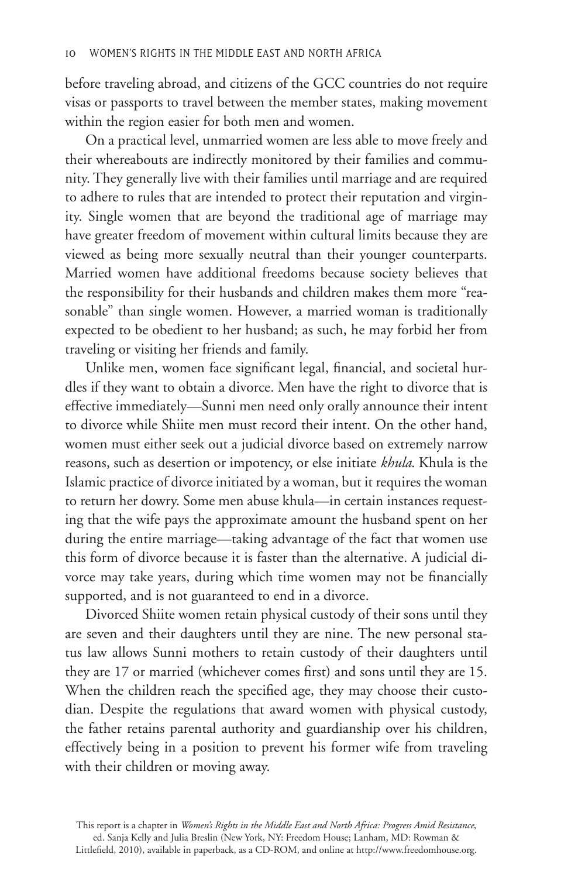before traveling abroad, and citizens of the GCC countries do not require visas or passports to travel between the member states, making movement within the region easier for both men and women.

On a practical level, unmarried women are less able to move freely and their whereabouts are indirectly monitored by their families and community. They generally live with their families until marriage and are required to adhere to rules that are intended to protect their reputation and virginity. Single women that are beyond the traditional age of marriage may have greater freedom of movement within cultural limits because they are viewed as being more sexually neutral than their younger counterparts. Married women have additional freedoms because society believes that the responsibility for their husbands and children makes them more "reasonable" than single women. However, a married woman is traditionally expected to be obedient to her husband; as such, he may forbid her from traveling or visiting her friends and family.

Unlike men, women face significant legal, financial, and societal hurdles if they want to obtain a divorce. Men have the right to divorce that is effective immediately—Sunni men need only orally announce their intent to divorce while Shiite men must record their intent. On the other hand, women must either seek out a judicial divorce based on extremely narrow reasons, such as desertion or impotency, or else initiate *khula*. Khula is the Islamic practice of divorce initiated by a woman, but it requires the woman to return her dowry. Some men abuse khula—in certain instances requesting that the wife pays the approximate amount the husband spent on her during the entire marriage—taking advantage of the fact that women use this form of divorce because it is faster than the alternative. A judicial divorce may take years, during which time women may not be financially supported, and is not guaranteed to end in a divorce.

Divorced Shiite women retain physical custody of their sons until they are seven and their daughters until they are nine. The new personal status law allows Sunni mothers to retain custody of their daughters until they are 17 or married (whichever comes first) and sons until they are 15. When the children reach the specified age, they may choose their custodian. Despite the regulations that award women with physical custody, the father retains parental authority and guardianship over his children, effectively being in a position to prevent his former wife from traveling with their children or moving away.

This report is a chapter in *Women's Rights in the Middle East and North Africa: Progress Amid Resistance*, ed. Sanja Kelly and Julia Breslin (New York, NY: Freedom House; Lanham, MD: Rowman & Littlefield, 2010), available in paperback, as a CD-ROM, and online at http://www.freedomhouse.org.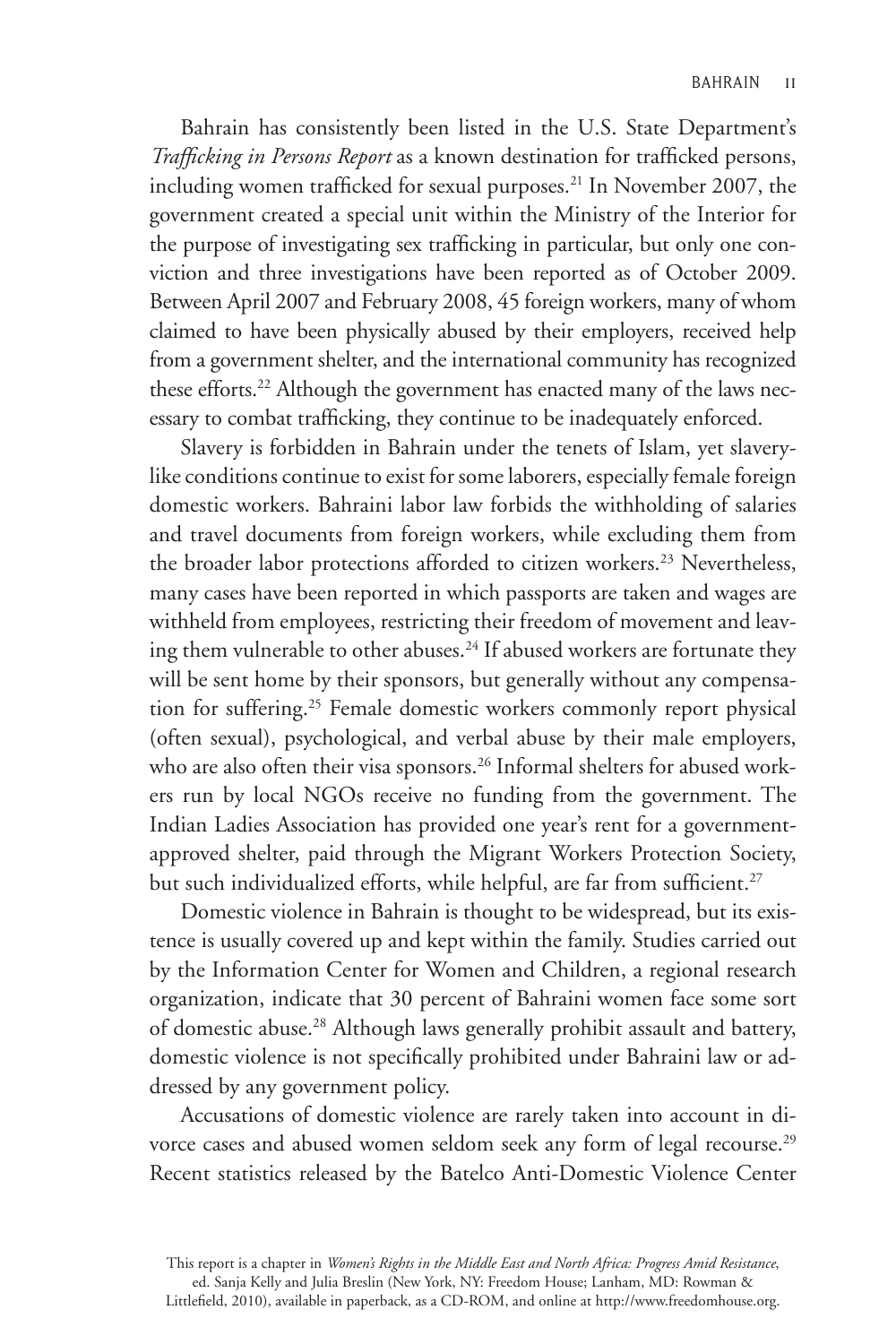Bahrain has consistently been listed in the U.S. State Department's *Trafficking in Persons Report* as a known destination for trafficked persons, including women trafficked for sexual purposes.[21] In November 2007, the government created a special unit within the Ministry of the Interior for the purpose of investigating sex trafficking in particular, but only one conviction and three investigations have been reported as of October 2009. Between April 2007 and February 2008, 45 foreign workers, many of whom claimed to have been physically abused by their employers, received help from a government shelter, and the international community has recognized these efforts.[22] Although the government has enacted many of the laws necessary to combat trafficking, they continue to be inadequately enforced.

Slavery is forbidden in Bahrain under the tenets of Islam, yet slavery-like conditions continue to exist for some laborers, especially female foreign domestic workers. Bahraini labor law forbids the withholding of salaries and travel documents from foreign workers, while excluding them from the broader labor protections afforded to citizen workers.[23] Nevertheless, many cases have been reported in which passports are taken and wages are withheld from employees, restricting their freedom of movement and leaving them vulnerable to other abuses.[24] If abused workers are fortunate they will be sent home by their sponsors, but generally without any compensation for suffering.[25] Female domestic workers commonly report physical (often sexual), psychological, and verbal abuse by their male employers, who are also often their visa sponsors.[26] Informal shelters for abused workers run by local NGOs receive no funding from the government. The Indian Ladies Association has provided one year's rent for a government-approved shelter, paid through the Migrant Workers Protection Society, but such individualized efforts, while helpful, are far from sufficient.[27]

Domestic violence in Bahrain is thought to be widespread, but its existence is usually covered up and kept within the family. Studies carried out by the Information Center for Women and Children, a regional research organization, indicate that 30 percent of Bahraini women face some sort of domestic abuse.[28] Although laws generally prohibit assault and battery, domestic violence is not specifically prohibited under Bahraini law or addressed by any government policy.

Accusations of domestic violence are rarely taken into account in divorce cases and abused women seldom seek any form of legal recourse.[29] Recent statistics released by the Batelco Anti-Domestic Violence Center

This report is a chapter in *Women's Rights in the Middle East and North Africa: Progress Amid Resistance*, ed. Sanja Kelly and Julia Breslin (New York, NY: Freedom House; Lanham, MD: Rowman & Littlefield, 2010), available in paperback, as a CD-ROM, and online at http://www.freedomhouse.org.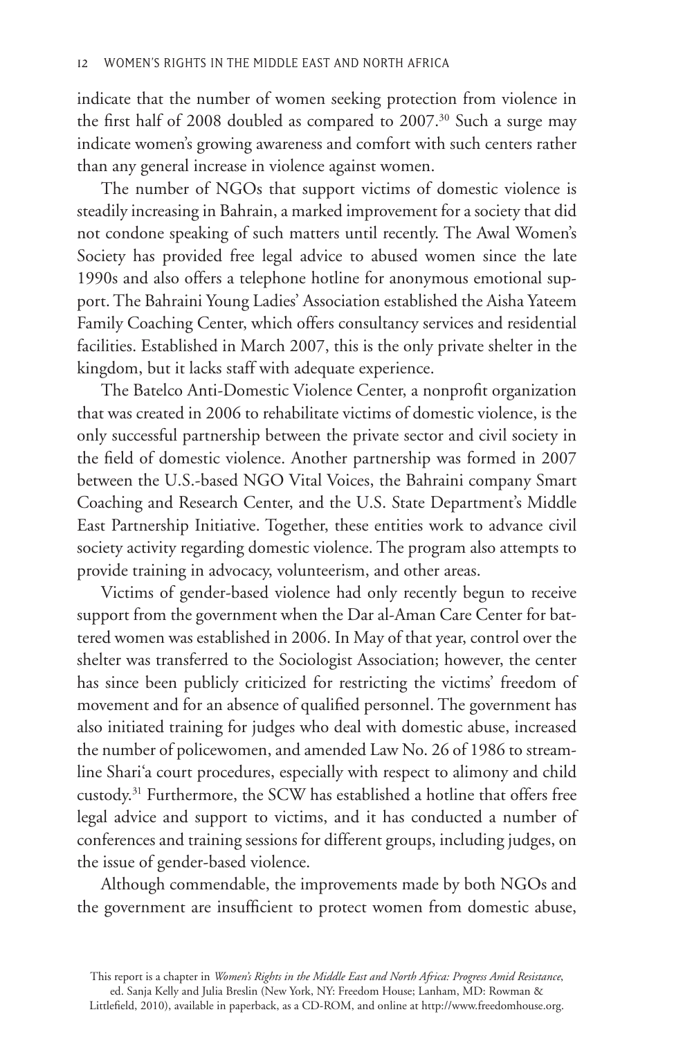indicate that the number of women seeking protection from violence in the first half of 2008 doubled as compared to 2007.[30] Such a surge may indicate women's growing awareness and comfort with such centers rather than any general increase in violence against women.

The number of NGOs that support victims of domestic violence is steadily increasing in Bahrain, a marked improvement for a society that did not condone speaking of such matters until recently. The Awal Women's Society has provided free legal advice to abused women since the late 1990s and also offers a telephone hotline for anonymous emotional support. The Bahraini Young Ladies' Association established the Aisha Yateem Family Coaching Center, which offers consultancy services and residential facilities. Established in March 2007, this is the only private shelter in the kingdom, but it lacks staff with adequate experience.

The Batelco Anti-Domestic Violence Center, a nonprofit organization that was created in 2006 to rehabilitate victims of domestic violence, is the only successful partnership between the private sector and civil society in the field of domestic violence. Another partnership was formed in 2007 between the U.S.-based NGO Vital Voices, the Bahraini company Smart Coaching and Research Center, and the U.S. State Department's Middle East Partnership Initiative. Together, these entities work to advance civil society activity regarding domestic violence. The program also attempts to provide training in advocacy, volunteerism, and other areas.

Victims of gender-based violence had only recently begun to receive support from the government when the Dar al-Aman Care Center for battered women was established in 2006. In May of that year, control over the shelter was transferred to the Sociologist Association; however, the center has since been publicly criticized for restricting the victims' freedom of movement and for an absence of qualified personnel. The government has also initiated training for judges who deal with domestic abuse, increased the number of policewomen, and amended Law No. 26 of 1986 to streamline Shari'a court procedures, especially with respect to alimony and child custody.[31] Furthermore, the SCW has established a hotline that offers free legal advice and support to victims, and it has conducted a number of conferences and training sessions for different groups, including judges, on the issue of gender-based violence.

Although commendable, the improvements made by both NGOs and the government are insufficient to protect women from domestic abuse,

This report is a chapter in *Women's Rights in the Middle East and North Africa: Progress Amid Resistance*, ed. Sanja Kelly and Julia Breslin (New York, NY: Freedom House; Lanham, MD: Rowman & Littlefield, 2010), available in paperback, as a CD-ROM, and online at http://www.freedomhouse.org.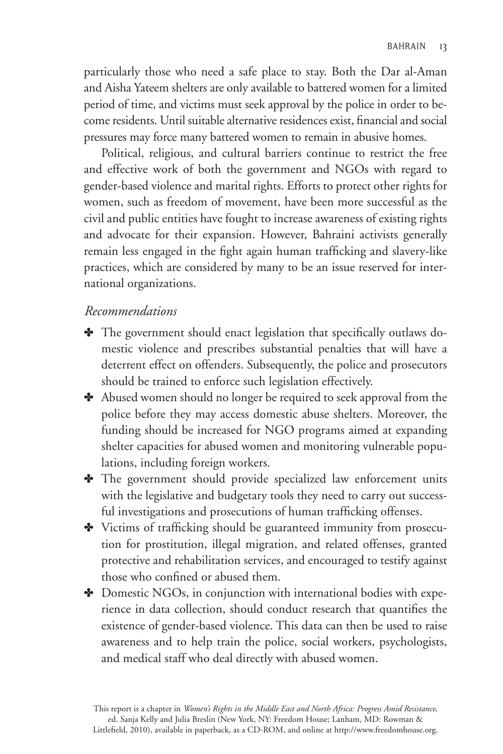particularly those who need a safe place to stay. Both the Dar al-Aman and Aisha Yateem shelters are only available to battered women for a limited period of time, and victims must seek approval by the police in order to become residents. Until suitable alternative residences exist, financial and social pressures may force many battered women to remain in abusive homes.

Political, religious, and cultural barriers continue to restrict the free and effective work of both the government and NGOs with regard to gender-based violence and marital rights. Efforts to protect other rights for women, such as freedom of movement, have been more successful as the civil and public entities have fought to increase awareness of existing rights and advocate for their expansion. However, Bahraini activists generally remain less engaged in the fight again human trafficking and slavery-like practices, which are considered by many to be an issue reserved for international organizations.

### *Recommendations*

- The government should enact legislation that specifically outlaws domestic violence and prescribes substantial penalties that will have a deterrent effect on offenders. Subsequently, the police and prosecutors should be trained to enforce such legislation effectively.
- Abused women should no longer be required to seek approval from the police before they may access domestic abuse shelters. Moreover, the funding should be increased for NGO programs aimed at expanding shelter capacities for abused women and monitoring vulnerable populations, including foreign workers.
- The government should provide specialized law enforcement units with the legislative and budgetary tools they need to carry out successful investigations and prosecutions of human trafficking offenses.
- Victims of trafficking should be guaranteed immunity from prosecution for prostitution, illegal migration, and related offenses, granted protective and rehabilitation services, and encouraged to testify against those who confined or abused them.
- Domestic NGOs, in conjunction with international bodies with experience in data collection, should conduct research that quantifies the existence of gender-based violence. This data can then be used to raise awareness and to help train the police, social workers, psychologists, and medical staff who deal directly with abused women.

This report is a chapter in *Women's Rights in the Middle East and North Africa: Progress Amid Resistance*, ed. Sanja Kelly and Julia Breslin (New York, NY: Freedom House; Lanham, MD: Rowman & Littlefield, 2010), available in paperback, as a CD-ROM, and online at http://www.freedomhouse.org.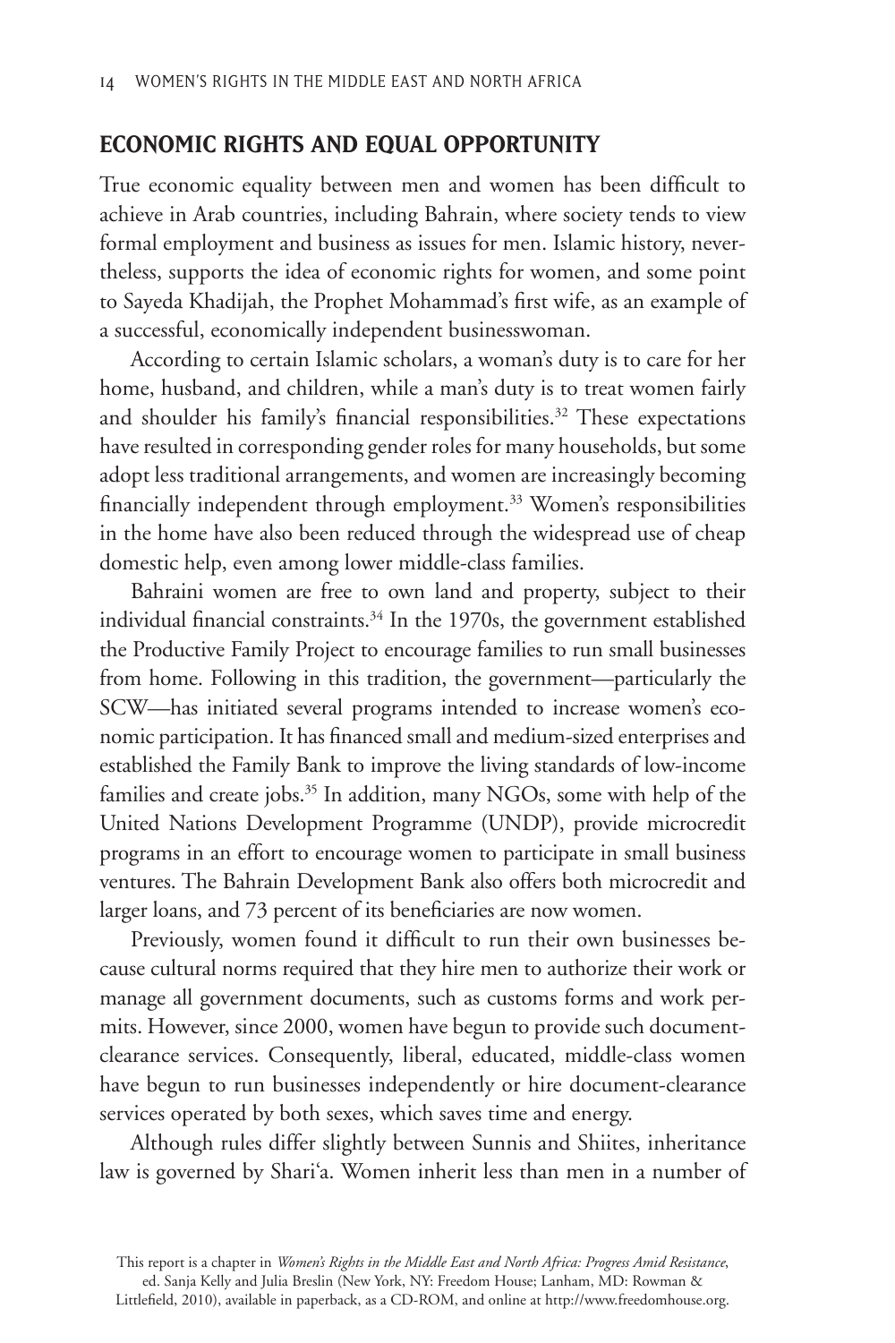## ECONOMIC RIGHTS AND EQUAL OPPORTUNITY

True economic equality between men and women has been difficult to achieve in Arab countries, including Bahrain, where society tends to view formal employment and business as issues for men. Islamic history, nevertheless, supports the idea of economic rights for women, and some point to Sayeda Khadijah, the Prophet Mohammad's first wife, as an example of a successful, economically independent businesswoman.

According to certain Islamic scholars, a woman's duty is to care for her home, husband, and children, while a man's duty is to treat women fairly and shoulder his family's financial responsibilities.[32] These expectations have resulted in corresponding gender roles for many households, but some adopt less traditional arrangements, and women are increasingly becoming financially independent through employment.[33] Women's responsibilities in the home have also been reduced through the widespread use of cheap domestic help, even among lower middle-class families.

Bahraini women are free to own land and property, subject to their individual financial constraints.[34] In the 1970s, the government established the Productive Family Project to encourage families to run small businesses from home. Following in this tradition, the government—particularly the SCW—has initiated several programs intended to increase women's economic participation. It has financed small and medium-sized enterprises and established the Family Bank to improve the living standards of low-income families and create jobs.[35] In addition, many NGOs, some with help of the United Nations Development Programme (UNDP), provide microcredit programs in an effort to encourage women to participate in small business ventures. The Bahrain Development Bank also offers both microcredit and larger loans, and 73 percent of its beneficiaries are now women.

Previously, women found it difficult to run their own businesses because cultural norms required that they hire men to authorize their work or manage all government documents, such as customs forms and work permits. However, since 2000, women have begun to provide such document-clearance services. Consequently, liberal, educated, middle-class women have begun to run businesses independently or hire document-clearance services operated by both sexes, which saves time and energy.

Although rules differ slightly between Sunnis and Shiites, inheritance law is governed by Shari'a. Women inherit less than men in a number of

This report is a chapter in *Women's Rights in the Middle East and North Africa: Progress Amid Resistance*, ed. Sanja Kelly and Julia Breslin (New York, NY: Freedom House; Lanham, MD: Rowman & Littlefield, 2010), available in paperback, as a CD-ROM, and online at http://www.freedomhouse.org.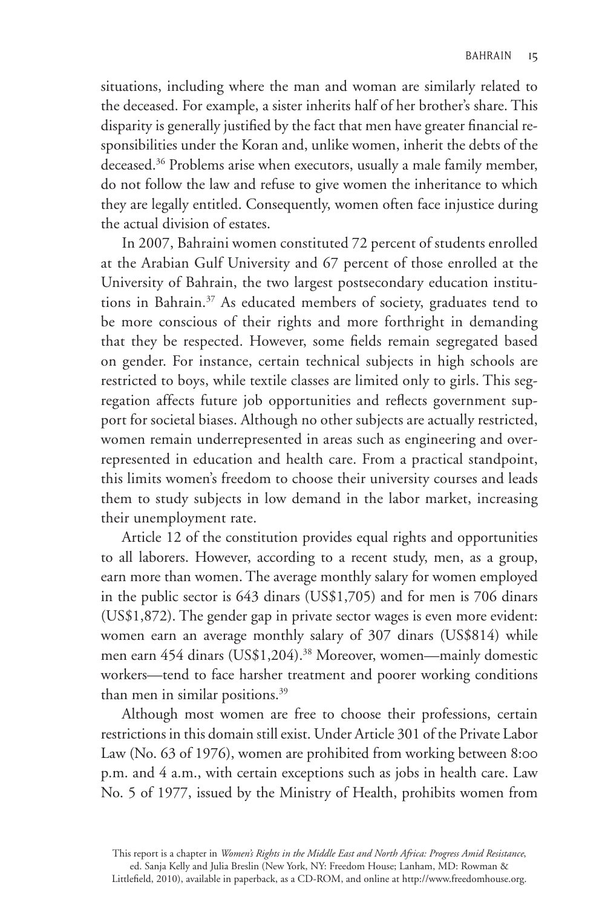situations, including where the man and woman are similarly related to the deceased. For example, a sister inherits half of her brother's share. This disparity is generally justified by the fact that men have greater financial responsibilities under the Koran and, unlike women, inherit the debts of the deceased.[36] Problems arise when executors, usually a male family member, do not follow the law and refuse to give women the inheritance to which they are legally entitled. Consequently, women often face injustice during the actual division of estates.

In 2007, Bahraini women constituted 72 percent of students enrolled at the Arabian Gulf University and 67 percent of those enrolled at the University of Bahrain, the two largest postsecondary education institutions in Bahrain.[37] As educated members of society, graduates tend to be more conscious of their rights and more forthright in demanding that they be respected. However, some fields remain segregated based on gender. For instance, certain technical subjects in high schools are restricted to boys, while textile classes are limited only to girls. This segregation affects future job opportunities and reflects government support for societal biases. Although no other subjects are actually restricted, women remain underrepresented in areas such as engineering and overrepresented in education and health care. From a practical standpoint, this limits women's freedom to choose their university courses and leads them to study subjects in low demand in the labor market, increasing their unemployment rate.

Article 12 of the constitution provides equal rights and opportunities to all laborers. However, according to a recent study, men, as a group, earn more than women. The average monthly salary for women employed in the public sector is 643 dinars (US$1,705) and for men is 706 dinars (US$1,872). The gender gap in private sector wages is even more evident: women earn an average monthly salary of 307 dinars (US$814) while men earn 454 dinars (US$1,204).[38] Moreover, women—mainly domestic workers—tend to face harsher treatment and poorer working conditions than men in similar positions.[39]

Although most women are free to choose their professions, certain restrictions in this domain still exist. Under Article 301 of the Private Labor Law (No. 63 of 1976), women are prohibited from working between 8:00 p.m. and 4 a.m., with certain exceptions such as jobs in health care. Law No. 5 of 1977, issued by the Ministry of Health, prohibits women from

This report is a chapter in *Women's Rights in the Middle East and North Africa: Progress Amid Resistance*, ed. Sanja Kelly and Julia Breslin (New York, NY: Freedom House; Lanham, MD: Rowman & Littlefield, 2010), available in paperback, as a CD-ROM, and online at http://www.freedomhouse.org.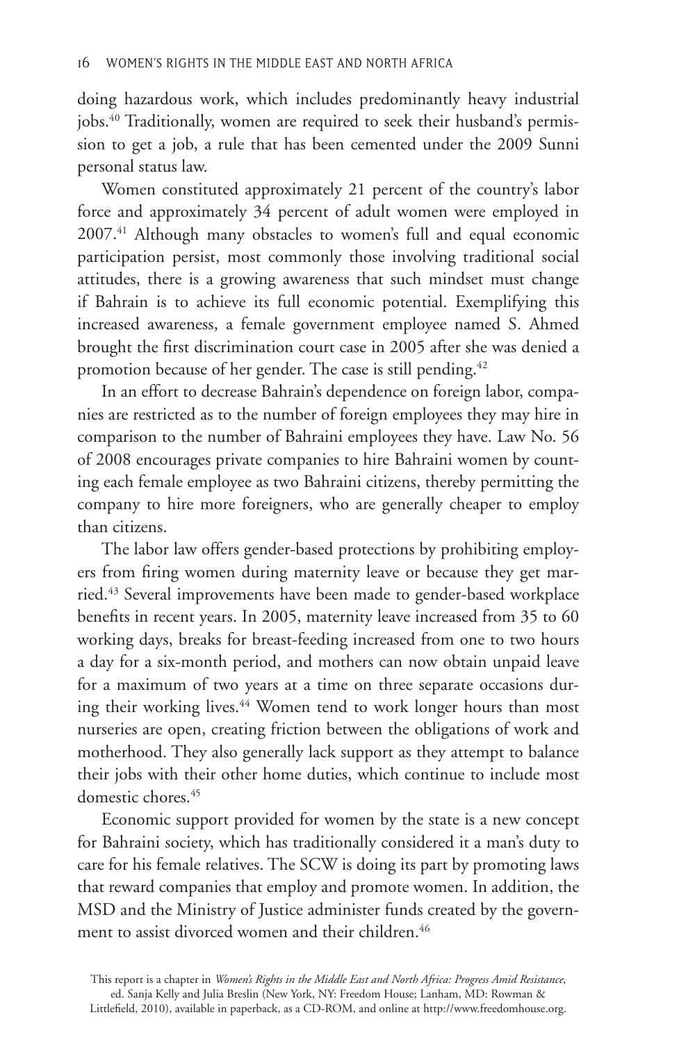doing hazardous work, which includes predominantly heavy industrial jobs.[40] Traditionally, women are required to seek their husband's permission to get a job, a rule that has been cemented under the 2009 Sunni personal status law.

Women constituted approximately 21 percent of the country's labor force and approximately 34 percent of adult women were employed in 2007.[41] Although many obstacles to women's full and equal economic participation persist, most commonly those involving traditional social attitudes, there is a growing awareness that such mindset must change if Bahrain is to achieve its full economic potential. Exemplifying this increased awareness, a female government employee named S. Ahmed brought the first discrimination court case in 2005 after she was denied a promotion because of her gender. The case is still pending.[42]

In an effort to decrease Bahrain's dependence on foreign labor, companies are restricted as to the number of foreign employees they may hire in comparison to the number of Bahraini employees they have. Law No. 56 of 2008 encourages private companies to hire Bahraini women by counting each female employee as two Bahraini citizens, thereby permitting the company to hire more foreigners, who are generally cheaper to employ than citizens.

The labor law offers gender-based protections by prohibiting employers from firing women during maternity leave or because they get married.[43] Several improvements have been made to gender-based workplace benefits in recent years. In 2005, maternity leave increased from 35 to 60 working days, breaks for breast-feeding increased from one to two hours a day for a six-month period, and mothers can now obtain unpaid leave for a maximum of two years at a time on three separate occasions during their working lives.[44] Women tend to work longer hours than most nurseries are open, creating friction between the obligations of work and motherhood. They also generally lack support as they attempt to balance their jobs with their other home duties, which continue to include most domestic chores.[45]

Economic support provided for women by the state is a new concept for Bahraini society, which has traditionally considered it a man's duty to care for his female relatives. The SCW is doing its part by promoting laws that reward companies that employ and promote women. In addition, the MSD and the Ministry of Justice administer funds created by the government to assist divorced women and their children.[46]

This report is a chapter in *Women's Rights in the Middle East and North Africa: Progress Amid Resistance*, ed. Sanja Kelly and Julia Breslin (New York, NY: Freedom House; Lanham, MD: Rowman & Littlefield, 2010), available in paperback, as a CD-ROM, and online at http://www.freedomhouse.org.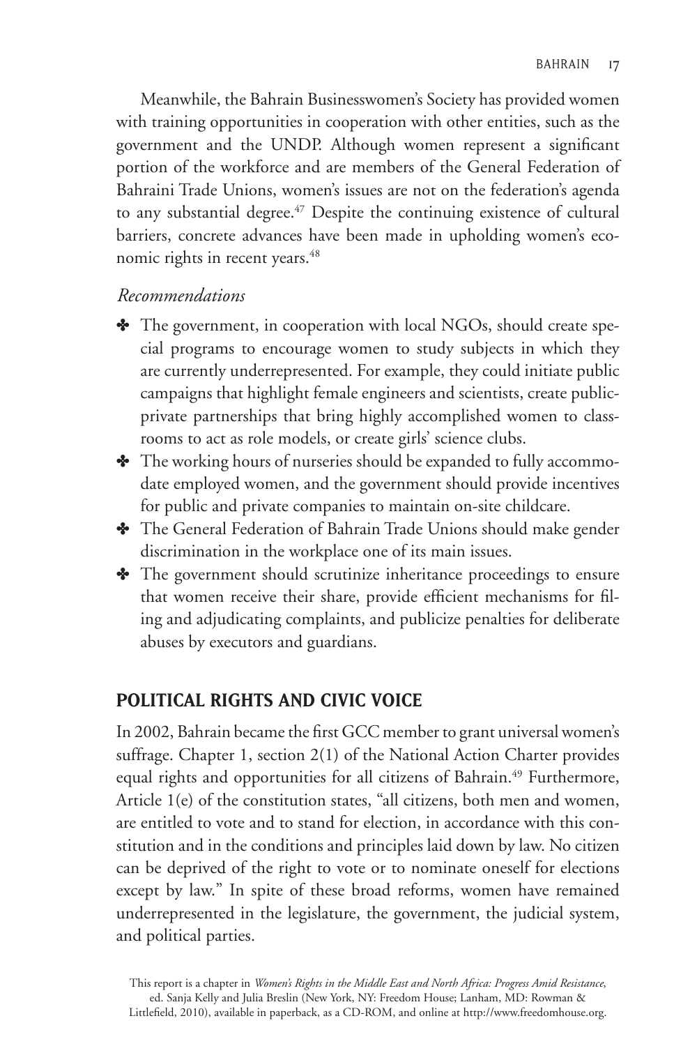Meanwhile, the Bahrain Businesswomen's Society has provided women with training opportunities in cooperation with other entities, such as the government and the UNDP. Although women represent a significant portion of the workforce and are members of the General Federation of Bahraini Trade Unions, women's issues are not on the federation's agenda to any substantial degree.[47] Despite the continuing existence of cultural barriers, concrete advances have been made in upholding women's economic rights in recent years.[48]

*Recommendations*

- The government, in cooperation with local NGOs, should create special programs to encourage women to study subjects in which they are currently underrepresented. For example, they could initiate public campaigns that highlight female engineers and scientists, create public-private partnerships that bring highly accomplished women to classrooms to act as role models, or create girls' science clubs.
- The working hours of nurseries should be expanded to fully accommodate employed women, and the government should provide incentives for public and private companies to maintain on-site childcare.
- The General Federation of Bahrain Trade Unions should make gender discrimination in the workplace one of its main issues.
- The government should scrutinize inheritance proceedings to ensure that women receive their share, provide efficient mechanisms for filing and adjudicating complaints, and publicize penalties for deliberate abuses by executors and guardians.

## POLITICAL RIGHTS AND CIVIC VOICE

In 2002, Bahrain became the first GCC member to grant universal women's suffrage. Chapter 1, section 2(1) of the National Action Charter provides equal rights and opportunities for all citizens of Bahrain.[49] Furthermore, Article 1(e) of the constitution states, "all citizens, both men and women, are entitled to vote and to stand for election, in accordance with this constitution and in the conditions and principles laid down by law. No citizen can be deprived of the right to vote or to nominate oneself for elections except by law." In spite of these broad reforms, women have remained underrepresented in the legislature, the government, the judicial system, and political parties.

This report is a chapter in *Women's Rights in the Middle East and North Africa: Progress Amid Resistance*, ed. Sanja Kelly and Julia Breslin (New York, NY: Freedom House; Lanham, MD: Rowman & Littlefield, 2010), available in paperback, as a CD-ROM, and online at http://www.freedomhouse.org.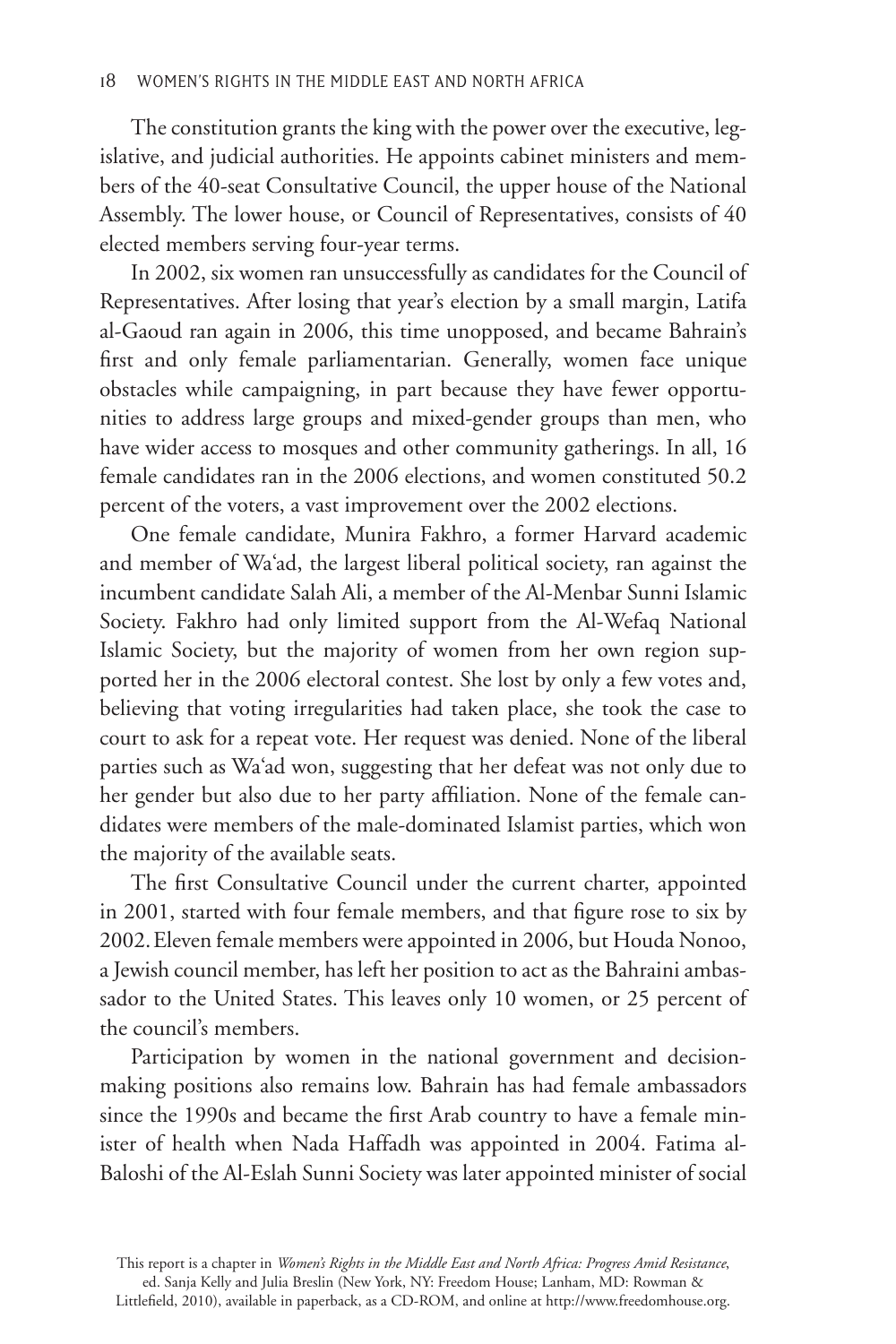The constitution grants the king with the power over the executive, legislative, and judicial authorities. He appoints cabinet ministers and members of the 40-seat Consultative Council, the upper house of the National Assembly. The lower house, or Council of Representatives, consists of 40 elected members serving four-year terms.

In 2002, six women ran unsuccessfully as candidates for the Council of Representatives. After losing that year's election by a small margin, Latifa al-Gaoud ran again in 2006, this time unopposed, and became Bahrain's first and only female parliamentarian. Generally, women face unique obstacles while campaigning, in part because they have fewer opportunities to address large groups and mixed-gender groups than men, who have wider access to mosques and other community gatherings. In all, 16 female candidates ran in the 2006 elections, and women constituted 50.2 percent of the voters, a vast improvement over the 2002 elections.

One female candidate, Munira Fakhro, a former Harvard academic and member of Wa'ad, the largest liberal political society, ran against the incumbent candidate Salah Ali, a member of the Al-Menbar Sunni Islamic Society. Fakhro had only limited support from the Al-Wefaq National Islamic Society, but the majority of women from her own region supported her in the 2006 electoral contest. She lost by only a few votes and, believing that voting irregularities had taken place, she took the case to court to ask for a repeat vote. Her request was denied. None of the liberal parties such as Wa'ad won, suggesting that her defeat was not only due to her gender but also due to her party affiliation. None of the female candidates were members of the male-dominated Islamist parties, which won the majority of the available seats.

The first Consultative Council under the current charter, appointed in 2001, started with four female members, and that figure rose to six by 2002. Eleven female members were appointed in 2006, but Houda Nonoo, a Jewish council member, has left her position to act as the Bahraini ambassador to the United States. This leaves only 10 women, or 25 percent of the council's members.

Participation by women in the national government and decision-making positions also remains low. Bahrain has had female ambassadors since the 1990s and became the first Arab country to have a female minister of health when Nada Haffadh was appointed in 2004. Fatima al-Baloshi of the Al-Eslah Sunni Society was later appointed minister of social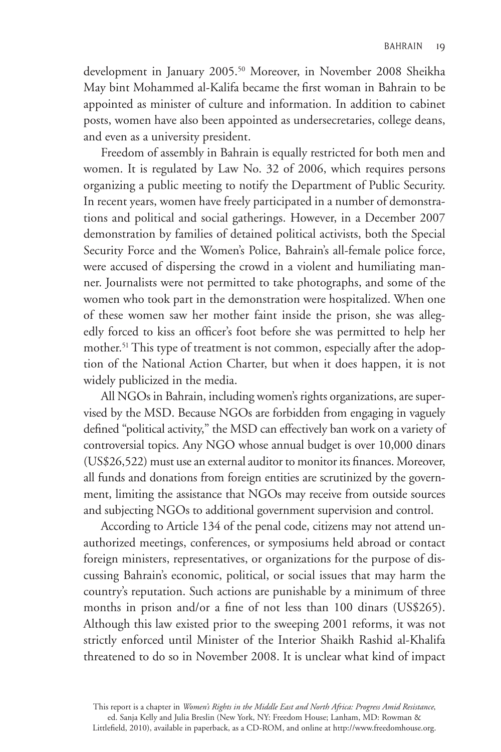development in January 2005.[50] Moreover, in November 2008 Sheikha May bint Mohammed al-Kalifa became the first woman in Bahrain to be appointed as minister of culture and information. In addition to cabinet posts, women have also been appointed as undersecretaries, college deans, and even as a university president.

Freedom of assembly in Bahrain is equally restricted for both men and women. It is regulated by Law No. 32 of 2006, which requires persons organizing a public meeting to notify the Department of Public Security. In recent years, women have freely participated in a number of demonstrations and political and social gatherings. However, in a December 2007 demonstration by families of detained political activists, both the Special Security Force and the Women's Police, Bahrain's all-female police force, were accused of dispersing the crowd in a violent and humiliating manner. Journalists were not permitted to take photographs, and some of the women who took part in the demonstration were hospitalized. When one of these women saw her mother faint inside the prison, she was allegedly forced to kiss an officer's foot before she was permitted to help her mother.[51] This type of treatment is not common, especially after the adoption of the National Action Charter, but when it does happen, it is not widely publicized in the media.

All NGOs in Bahrain, including women's rights organizations, are supervised by the MSD. Because NGOs are forbidden from engaging in vaguely defined "political activity," the MSD can effectively ban work on a variety of controversial topics. Any NGO whose annual budget is over 10,000 dinars (US$26,522) must use an external auditor to monitor its finances. Moreover, all funds and donations from foreign entities are scrutinized by the government, limiting the assistance that NGOs may receive from outside sources and subjecting NGOs to additional government supervision and control.

According to Article 134 of the penal code, citizens may not attend unauthorized meetings, conferences, or symposiums held abroad or contact foreign ministers, representatives, or organizations for the purpose of discussing Bahrain's economic, political, or social issues that may harm the country's reputation. Such actions are punishable by a minimum of three months in prison and/or a fine of not less than 100 dinars (US$265). Although this law existed prior to the sweeping 2001 reforms, it was not strictly enforced until Minister of the Interior Shaikh Rashid al-Khalifa threatened to do so in November 2008. It is unclear what kind of impact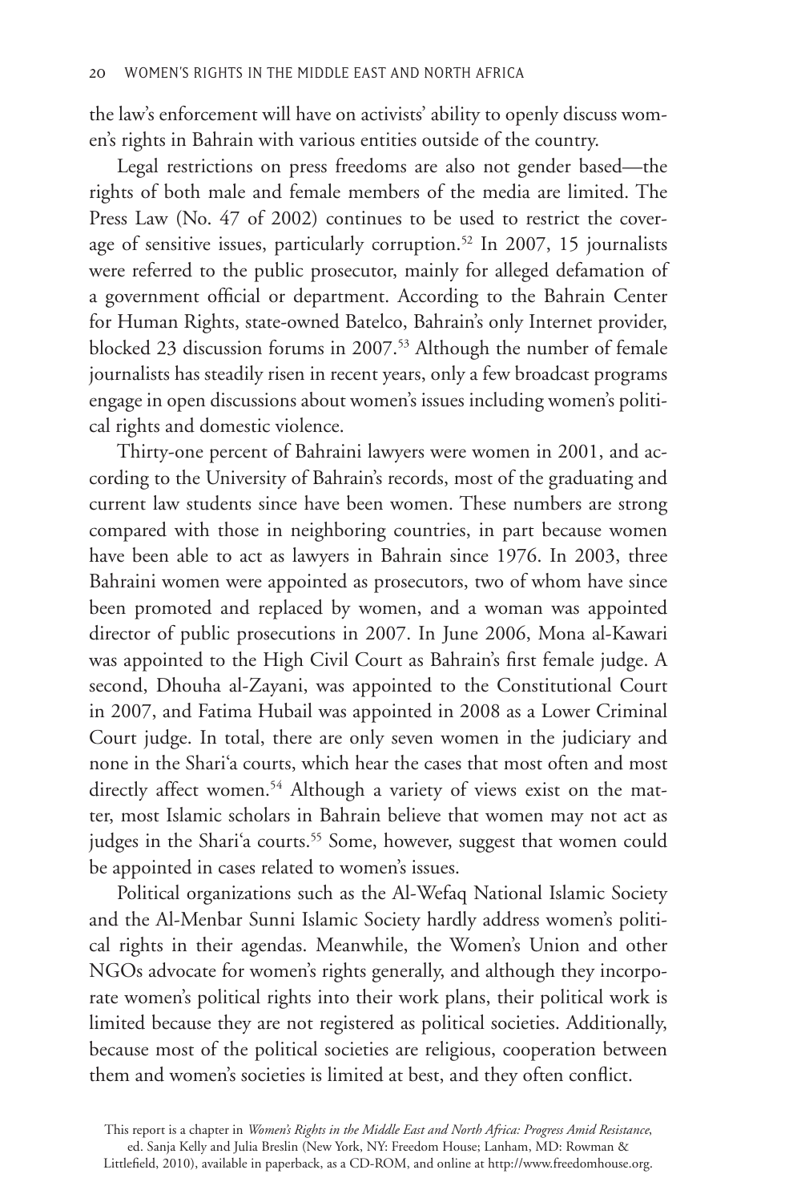the law's enforcement will have on activists' ability to openly discuss women's rights in Bahrain with various entities outside of the country.

Legal restrictions on press freedoms are also not gender based—the rights of both male and female members of the media are limited. The Press Law (No. 47 of 2002) continues to be used to restrict the coverage of sensitive issues, particularly corruption.[52] In 2007, 15 journalists were referred to the public prosecutor, mainly for alleged defamation of a government official or department. According to the Bahrain Center for Human Rights, state-owned Batelco, Bahrain's only Internet provider, blocked 23 discussion forums in 2007.[53] Although the number of female journalists has steadily risen in recent years, only a few broadcast programs engage in open discussions about women's issues including women's political rights and domestic violence.

Thirty-one percent of Bahraini lawyers were women in 2001, and according to the University of Bahrain's records, most of the graduating and current law students since have been women. These numbers are strong compared with those in neighboring countries, in part because women have been able to act as lawyers in Bahrain since 1976. In 2003, three Bahraini women were appointed as prosecutors, two of whom have since been promoted and replaced by women, and a woman was appointed director of public prosecutions in 2007. In June 2006, Mona al-Kawari was appointed to the High Civil Court as Bahrain's first female judge. A second, Dhouha al-Zayani, was appointed to the Constitutional Court in 2007, and Fatima Hubail was appointed in 2008 as a Lower Criminal Court judge. In total, there are only seven women in the judiciary and none in the Shari'a courts, which hear the cases that most often and most directly affect women.[54] Although a variety of views exist on the matter, most Islamic scholars in Bahrain believe that women may not act as judges in the Shari'a courts.[55] Some, however, suggest that women could be appointed in cases related to women's issues.

Political organizations such as the Al-Wefaq National Islamic Society and the Al-Menbar Sunni Islamic Society hardly address women's political rights in their agendas. Meanwhile, the Women's Union and other NGOs advocate for women's rights generally, and although they incorporate women's political rights into their work plans, their political work is limited because they are not registered as political societies. Additionally, because most of the political societies are religious, cooperation between them and women's societies is limited at best, and they often conflict.

This report is a chapter in *Women's Rights in the Middle East and North Africa: Progress Amid Resistance*, ed. Sanja Kelly and Julia Breslin (New York, NY: Freedom House; Lanham, MD: Rowman & Littlefield, 2010), available in paperback, as a CD-ROM, and online at http://www.freedomhouse.org.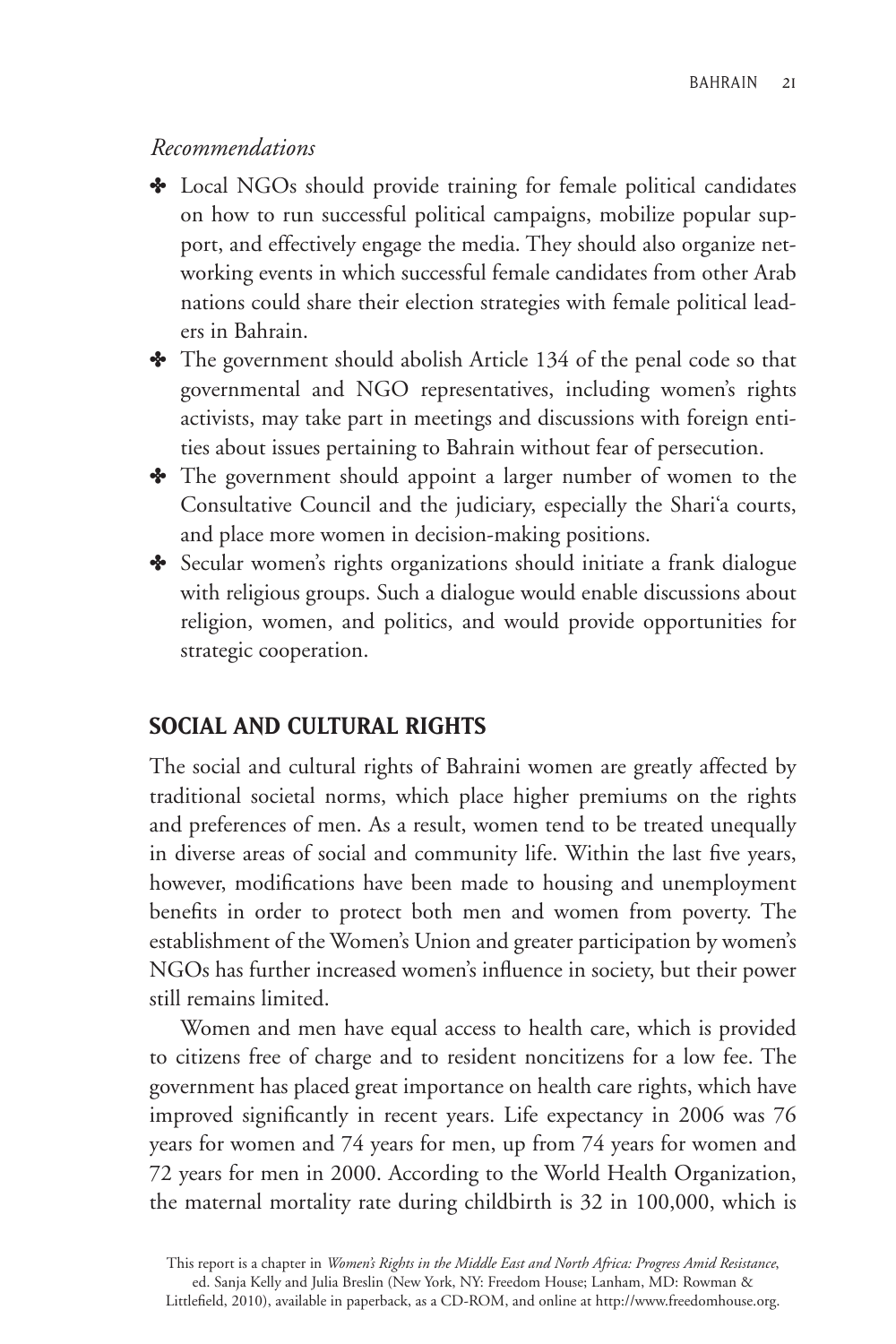*Recommendations*

- Local NGOs should provide training for female political candidates on how to run successful political campaigns, mobilize popular support, and effectively engage the media. They should also organize networking events in which successful female candidates from other Arab nations could share their election strategies with female political leaders in Bahrain.
- The government should abolish Article 134 of the penal code so that governmental and NGO representatives, including women's rights activists, may take part in meetings and discussions with foreign entities about issues pertaining to Bahrain without fear of persecution.
- The government should appoint a larger number of women to the Consultative Council and the judiciary, especially the Shari'a courts, and place more women in decision-making positions.
- Secular women's rights organizations should initiate a frank dialogue with religious groups. Such a dialogue would enable discussions about religion, women, and politics, and would provide opportunities for strategic cooperation.

## SOCIAL AND CULTURAL RIGHTS

The social and cultural rights of Bahraini women are greatly affected by traditional societal norms, which place higher premiums on the rights and preferences of men. As a result, women tend to be treated unequally in diverse areas of social and community life. Within the last five years, however, modifications have been made to housing and unemployment benefits in order to protect both men and women from poverty. The establishment of the Women's Union and greater participation by women's NGOs has further increased women's influence in society, but their power still remains limited.

Women and men have equal access to health care, which is provided to citizens free of charge and to resident noncitizens for a low fee. The government has placed great importance on health care rights, which have improved significantly in recent years. Life expectancy in 2006 was 76 years for women and 74 years for men, up from 74 years for women and 72 years for men in 2000. According to the World Health Organization, the maternal mortality rate during childbirth is 32 in 100,000, which is

This report is a chapter in *Women's Rights in the Middle East and North Africa: Progress Amid Resistance*, ed. Sanja Kelly and Julia Breslin (New York, NY: Freedom House; Lanham, MD: Rowman & Littlefield, 2010), available in paperback, as a CD-ROM, and online at http://www.freedomhouse.org.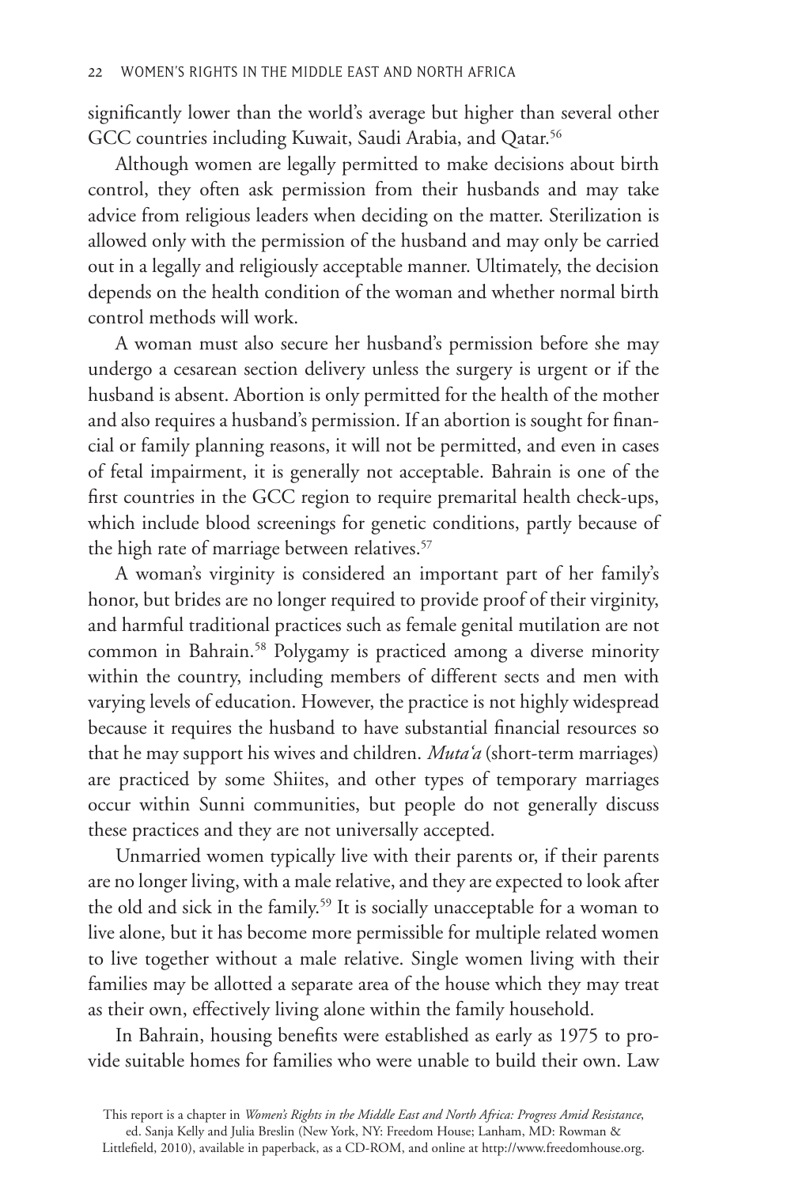significantly lower than the world's average but higher than several other GCC countries including Kuwait, Saudi Arabia, and Qatar.[56]

Although women are legally permitted to make decisions about birth control, they often ask permission from their husbands and may take advice from religious leaders when deciding on the matter. Sterilization is allowed only with the permission of the husband and may only be carried out in a legally and religiously acceptable manner. Ultimately, the decision depends on the health condition of the woman and whether normal birth control methods will work.

A woman must also secure her husband's permission before she may undergo a cesarean section delivery unless the surgery is urgent or if the husband is absent. Abortion is only permitted for the health of the mother and also requires a husband's permission. If an abortion is sought for financial or family planning reasons, it will not be permitted, and even in cases of fetal impairment, it is generally not acceptable. Bahrain is one of the first countries in the GCC region to require premarital health check-ups, which include blood screenings for genetic conditions, partly because of the high rate of marriage between relatives.[57]

A woman's virginity is considered an important part of her family's honor, but brides are no longer required to provide proof of their virginity, and harmful traditional practices such as female genital mutilation are not common in Bahrain.[58] Polygamy is practiced among a diverse minority within the country, including members of different sects and men with varying levels of education. However, the practice is not highly widespread because it requires the husband to have substantial financial resources so that he may support his wives and children. *Muta'a* (short-term marriages) are practiced by some Shiites, and other types of temporary marriages occur within Sunni communities, but people do not generally discuss these practices and they are not universally accepted.

Unmarried women typically live with their parents or, if their parents are no longer living, with a male relative, and they are expected to look after the old and sick in the family.[59] It is socially unacceptable for a woman to live alone, but it has become more permissible for multiple related women to live together without a male relative. Single women living with their families may be allotted a separate area of the house which they may treat as their own, effectively living alone within the family household.

In Bahrain, housing benefits were established as early as 1975 to provide suitable homes for families who were unable to build their own. Law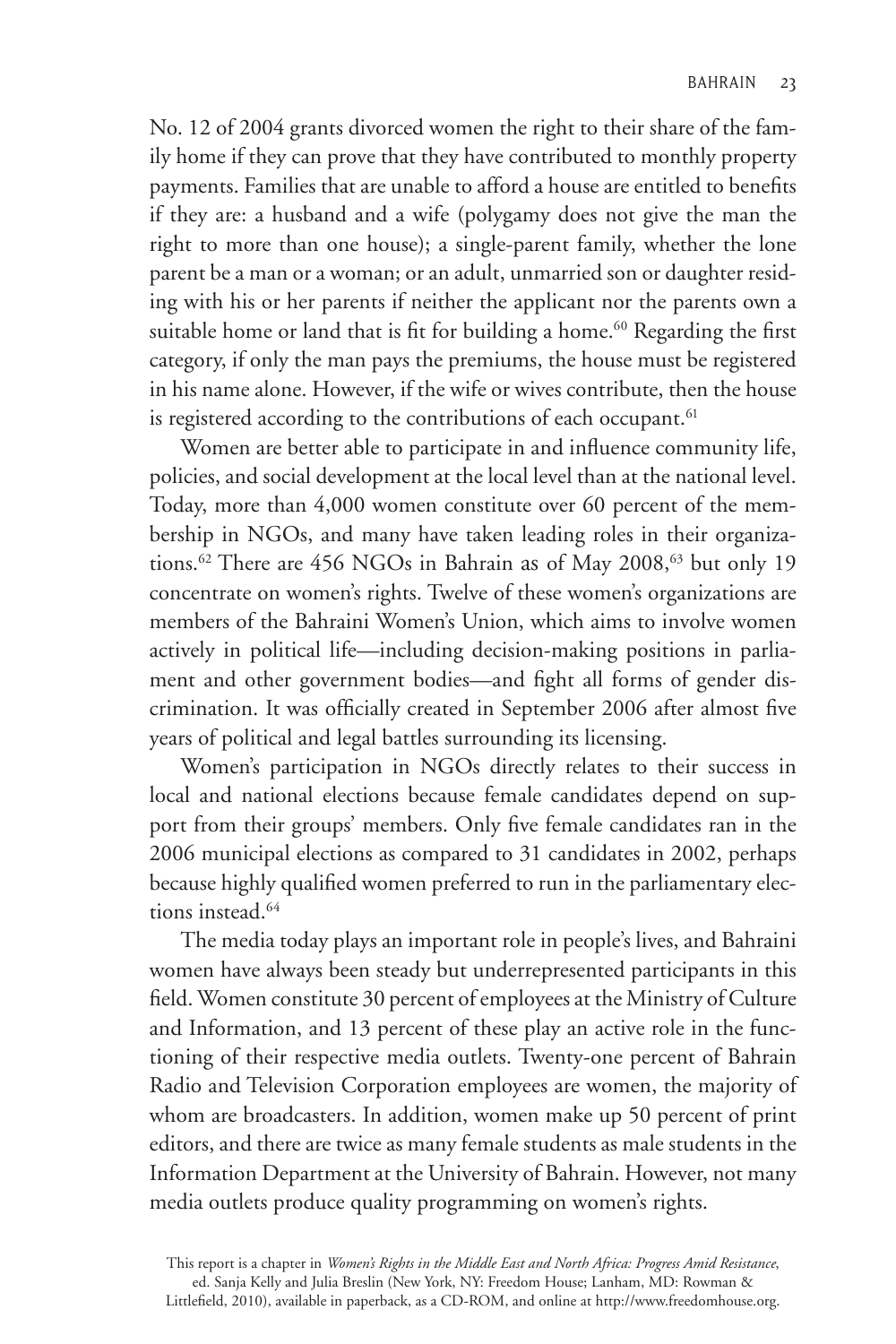No. 12 of 2004 grants divorced women the right to their share of the family home if they can prove that they have contributed to monthly property payments. Families that are unable to afford a house are entitled to benefits if they are: a husband and a wife (polygamy does not give the man the right to more than one house); a single-parent family, whether the lone parent be a man or a woman; or an adult, unmarried son or daughter residing with his or her parents if neither the applicant nor the parents own a suitable home or land that is fit for building a home.[60] Regarding the first category, if only the man pays the premiums, the house must be registered in his name alone. However, if the wife or wives contribute, then the house is registered according to the contributions of each occupant.[61]

Women are better able to participate in and influence community life, policies, and social development at the local level than at the national level. Today, more than 4,000 women constitute over 60 percent of the membership in NGOs, and many have taken leading roles in their organizations.[62] There are 456 NGOs in Bahrain as of May 2008,[63] but only 19 concentrate on women's rights. Twelve of these women's organizations are members of the Bahraini Women's Union, which aims to involve women actively in political life—including decision-making positions in parliament and other government bodies—and fight all forms of gender discrimination. It was officially created in September 2006 after almost five years of political and legal battles surrounding its licensing.

Women's participation in NGOs directly relates to their success in local and national elections because female candidates depend on support from their groups' members. Only five female candidates ran in the 2006 municipal elections as compared to 31 candidates in 2002, perhaps because highly qualified women preferred to run in the parliamentary elections instead.[64]

The media today plays an important role in people's lives, and Bahraini women have always been steady but underrepresented participants in this field. Women constitute 30 percent of employees at the Ministry of Culture and Information, and 13 percent of these play an active role in the functioning of their respective media outlets. Twenty-one percent of Bahrain Radio and Television Corporation employees are women, the majority of whom are broadcasters. In addition, women make up 50 percent of print editors, and there are twice as many female students as male students in the Information Department at the University of Bahrain. However, not many media outlets produce quality programming on women's rights.

This report is a chapter in *Women's Rights in the Middle East and North Africa: Progress Amid Resistance*, ed. Sanja Kelly and Julia Breslin (New York, NY: Freedom House; Lanham, MD: Rowman & Littlefield, 2010), available in paperback, as a CD-ROM, and online at http://www.freedomhouse.org.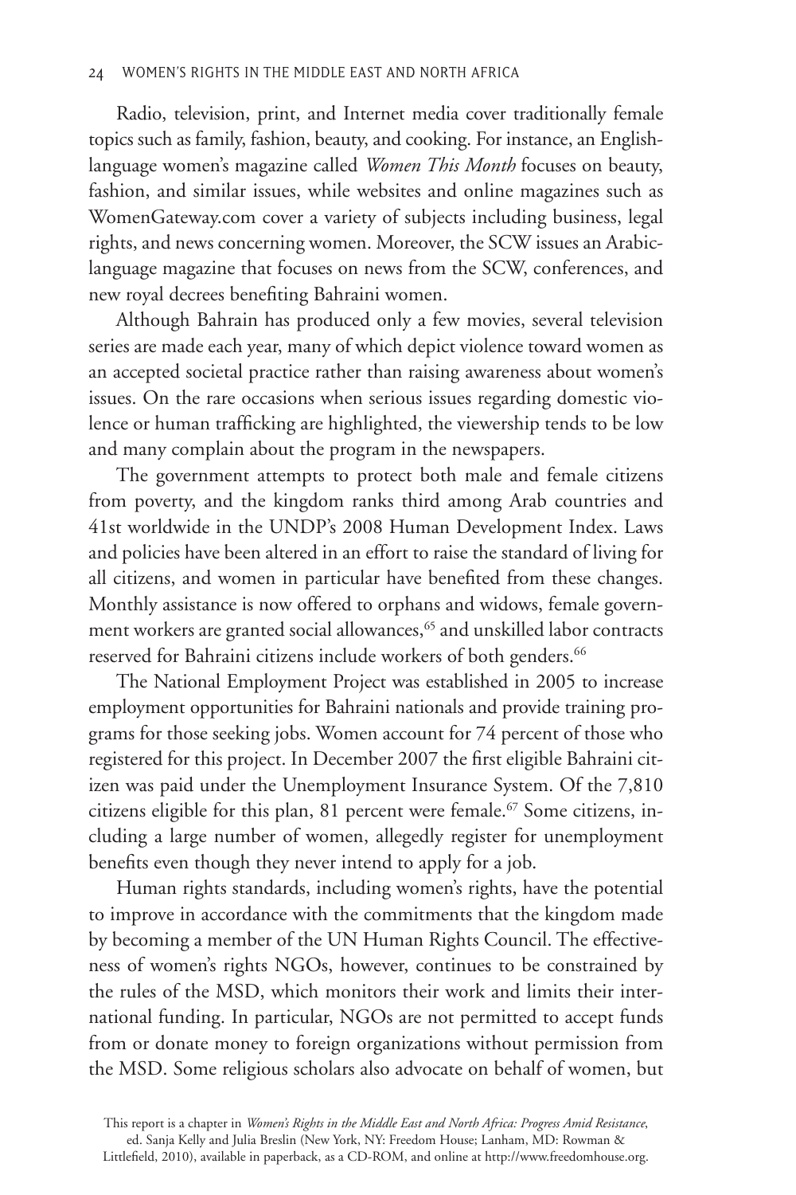Radio, television, print, and Internet media cover traditionally female topics such as family, fashion, beauty, and cooking. For instance, an English-language women's magazine called *Women This Month* focuses on beauty, fashion, and similar issues, while websites and online magazines such as WomenGateway.com cover a variety of subjects including business, legal rights, and news concerning women. Moreover, the SCW issues an Arabic-language magazine that focuses on news from the SCW, conferences, and new royal decrees benefiting Bahraini women.

Although Bahrain has produced only a few movies, several television series are made each year, many of which depict violence toward women as an accepted societal practice rather than raising awareness about women's issues. On the rare occasions when serious issues regarding domestic violence or human trafficking are highlighted, the viewership tends to be low and many complain about the program in the newspapers.

The government attempts to protect both male and female citizens from poverty, and the kingdom ranks third among Arab countries and 41st worldwide in the UNDP's 2008 Human Development Index. Laws and policies have been altered in an effort to raise the standard of living for all citizens, and women in particular have benefited from these changes. Monthly assistance is now offered to orphans and widows, female government workers are granted social allowances,[65] and unskilled labor contracts reserved for Bahraini citizens include workers of both genders.[66]

The National Employment Project was established in 2005 to increase employment opportunities for Bahraini nationals and provide training programs for those seeking jobs. Women account for 74 percent of those who registered for this project. In December 2007 the first eligible Bahraini citizen was paid under the Unemployment Insurance System. Of the 7,810 citizens eligible for this plan, 81 percent were female.[67] Some citizens, including a large number of women, allegedly register for unemployment benefits even though they never intend to apply for a job.

Human rights standards, including women's rights, have the potential to improve in accordance with the commitments that the kingdom made by becoming a member of the UN Human Rights Council. The effectiveness of women's rights NGOs, however, continues to be constrained by the rules of the MSD, which monitors their work and limits their international funding. In particular, NGOs are not permitted to accept funds from or donate money to foreign organizations without permission from the MSD. Some religious scholars also advocate on behalf of women, but

This report is a chapter in *Women's Rights in the Middle East and North Africa: Progress Amid Resistance*, ed. Sanja Kelly and Julia Breslin (New York, NY: Freedom House; Lanham, MD: Rowman & Littlefield, 2010), available in paperback, as a CD-ROM, and online at http://www.freedomhouse.org.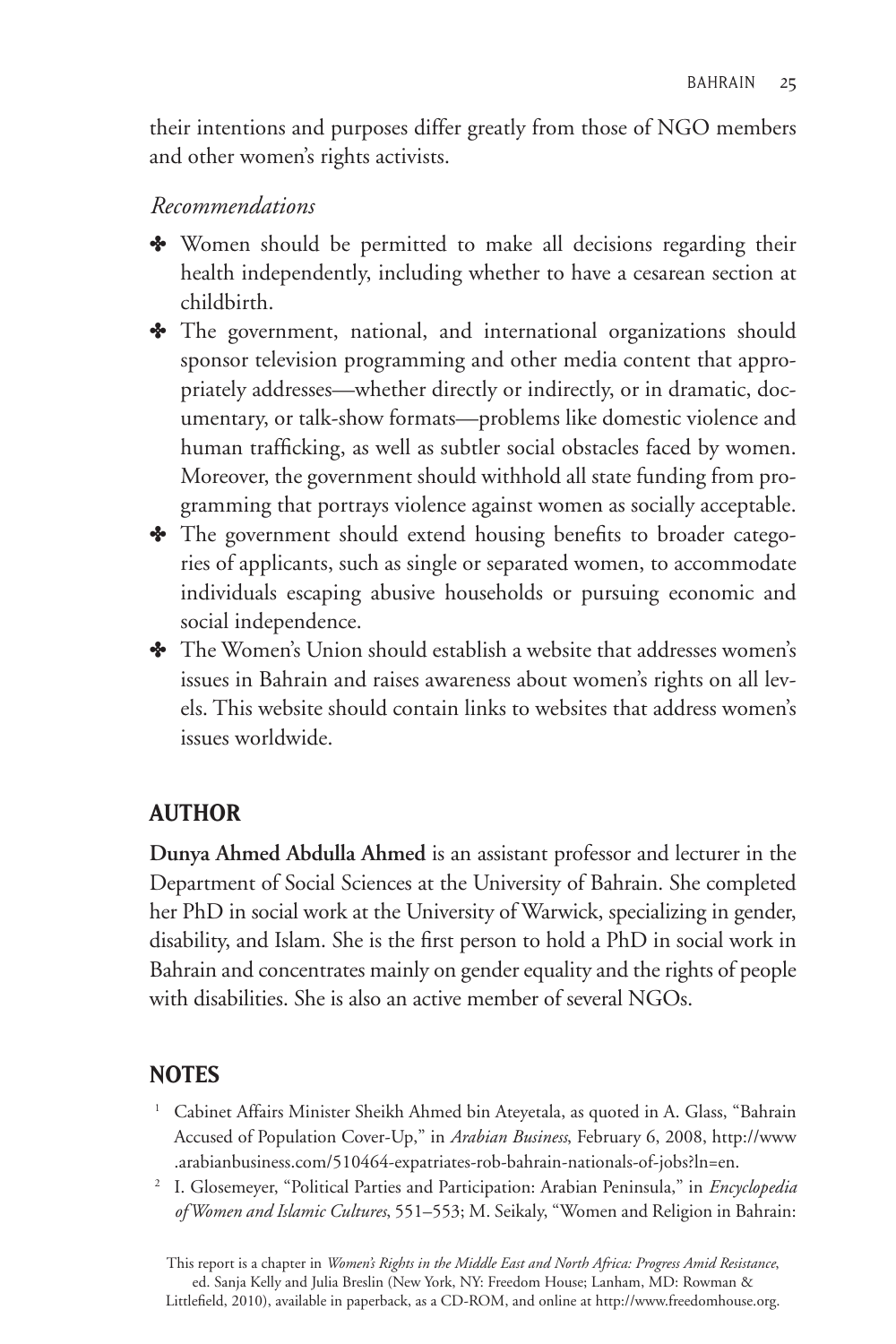their intentions and purposes differ greatly from those of NGO members and other women's rights activists.

*Recommendations*

- Women should be permitted to make all decisions regarding their health independently, including whether to have a cesarean section at childbirth.
- The government, national, and international organizations should sponsor television programming and other media content that appropriately addresses—whether directly or indirectly, or in dramatic, documentary, or talk-show formats—problems like domestic violence and human trafficking, as well as subtler social obstacles faced by women. Moreover, the government should withhold all state funding from programming that portrays violence against women as socially acceptable.
- The government should extend housing benefits to broader categories of applicants, such as single or separated women, to accommodate individuals escaping abusive households or pursuing economic and social independence.
- The Women's Union should establish a website that addresses women's issues in Bahrain and raises awareness about women's rights on all levels. This website should contain links to websites that address women's issues worldwide.

## AUTHOR

**Dunya Ahmed Abdulla Ahmed** is an assistant professor and lecturer in the Department of Social Sciences at the University of Bahrain. She completed her PhD in social work at the University of Warwick, specializing in gender, disability, and Islam. She is the first person to hold a PhD in social work in Bahrain and concentrates mainly on gender equality and the rights of people with disabilities. She is also an active member of several NGOs.

## NOTES

[1] Cabinet Affairs Minister Sheikh Ahmed bin Ateyetala, as quoted in A. Glass, "Bahrain Accused of Population Cover-Up," in *Arabian Business*, February 6, 2008, http://www.arabianbusiness.com/510464-expatriates-rob-bahrain-nationals-of-jobs?ln=en.

[2] I. Glosemeyer, "Political Parties and Participation: Arabian Peninsula," in *Encyclopedia of Women and Islamic Cultures*, 551–553; M. Seikaly, "Women and Religion in Bahrain:

This report is a chapter in *Women's Rights in the Middle East and North Africa: Progress Amid Resistance*, ed. Sanja Kelly and Julia Breslin (New York, NY: Freedom House; Lanham, MD: Rowman & Littlefield, 2010), available in paperback, as a CD-ROM, and online at http://www.freedomhouse.org.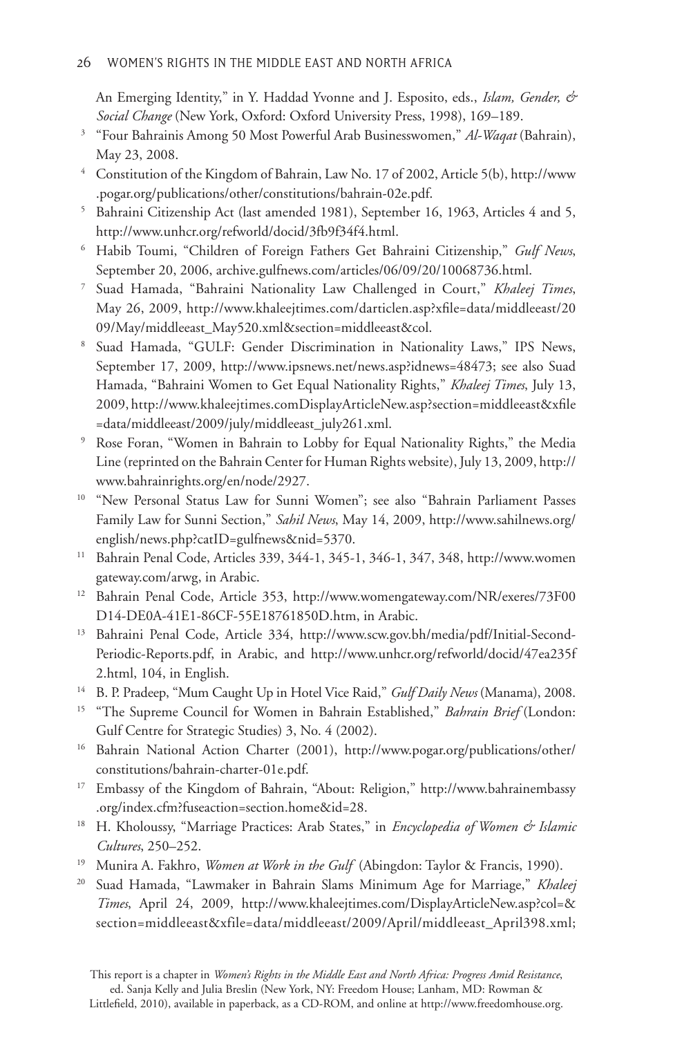An Emerging Identity," in Y. Haddad Yvonne and J. Esposito, eds., *Islam, Gender, & Social Change* (New York, Oxford: Oxford University Press, 1998), 169–189.

3 "Four Bahrainis Among 50 Most Powerful Arab Businesswomen," *Al-Waqat* (Bahrain), May 23, 2008.

4 Constitution of the Kingdom of Bahrain, Law No. 17 of 2002, Article 5(b), http://www.pogar.org/publications/other/constitutions/bahrain-02e.pdf.

5 Bahraini Citizenship Act (last amended 1981), September 16, 1963, Articles 4 and 5, http://www.unhcr.org/refworld/docid/3fb9f34f4.html.

6 Habib Toumi, "Children of Foreign Fathers Get Bahraini Citizenship," *Gulf News*, September 20, 2006, archive.gulfnews.com/articles/06/09/20/10068736.html.

7 Suad Hamada, "Bahraini Nationality Law Challenged in Court," *Khaleej Times*, May 26, 2009, http://www.khaleejtimes.com/darticlen.asp?xfile=data/middleeast/2009/May/middleeast_May520.xml&section=middleeast&col.

8 Suad Hamada, "GULF: Gender Discrimination in Nationality Laws," IPS News, September 17, 2009, http://www.ipsnews.net/news.asp?idnews=48473; see also Suad Hamada, "Bahraini Women to Get Equal Nationality Rights," *Khaleej Times*, July 13, 2009, http://www.khaleejtimes.comDisplayArticleNew.asp?section=middleeast&xfile=data/middleeast/2009/july/middleeast_july261.xml.

9 Rose Foran, "Women in Bahrain to Lobby for Equal Nationality Rights," the Media Line (reprinted on the Bahrain Center for Human Rights website), July 13, 2009, http://www.bahrainrights.org/en/node/2927.

10 "New Personal Status Law for Sunni Women"; see also "Bahrain Parliament Passes Family Law for Sunni Section," *Sahil News*, May 14, 2009, http://www.sahilnews.org/english/news.php?catID=gulfnews&nid=5370.

11 Bahrain Penal Code, Articles 339, 344-1, 345-1, 346-1, 347, 348, http://www.womengateway.com/arwg, in Arabic.

12 Bahrain Penal Code, Article 353, http://www.womengateway.com/NR/exeres/73F00D14-DE0A-41E1-86CF-55E18761850D.htm, in Arabic.

13 Bahraini Penal Code, Article 334, http://www.scw.gov.bh/media/pdf/Initial-Second-Periodic-Reports.pdf, in Arabic, and http://www.unhcr.org/refworld/docid/47ea235f2.html, 104, in English.

14 B. P. Pradeep, "Mum Caught Up in Hotel Vice Raid," *Gulf Daily News* (Manama), 2008.

15 "The Supreme Council for Women in Bahrain Established," *Bahrain Brief* (London: Gulf Centre for Strategic Studies) 3, No. 4 (2002).

16 Bahrain National Action Charter (2001), http://www.pogar.org/publications/other/constitutions/bahrain-charter-01e.pdf.

17 Embassy of the Kingdom of Bahrain, "About: Religion," http://www.bahrainembassy.org/index.cfm?fuseaction=section.home&id=28.

18 H. Kholoussy, "Marriage Practices: Arab States," in *Encyclopedia of Women & Islamic Cultures*, 250–252.

19 Munira A. Fakhro, *Women at Work in the Gulf* (Abingdon: Taylor & Francis, 1990).

20 Suad Hamada, "Lawmaker in Bahrain Slams Minimum Age for Marriage," *Khaleej Times*, April 24, 2009, http://www.khaleejtimes.com/DisplayArticleNew.asp?col=&section=middleeast&xfile=data/middleeast/2009/April/middleeast_April398.xml;

This report is a chapter in *Women's Rights in the Middle East and North Africa: Progress Amid Resistance*, ed. Sanja Kelly and Julia Breslin (New York, NY: Freedom House; Lanham, MD: Rowman & Littlefield, 2010), available in paperback, as a CD-ROM, and online at http://www.freedomhouse.org.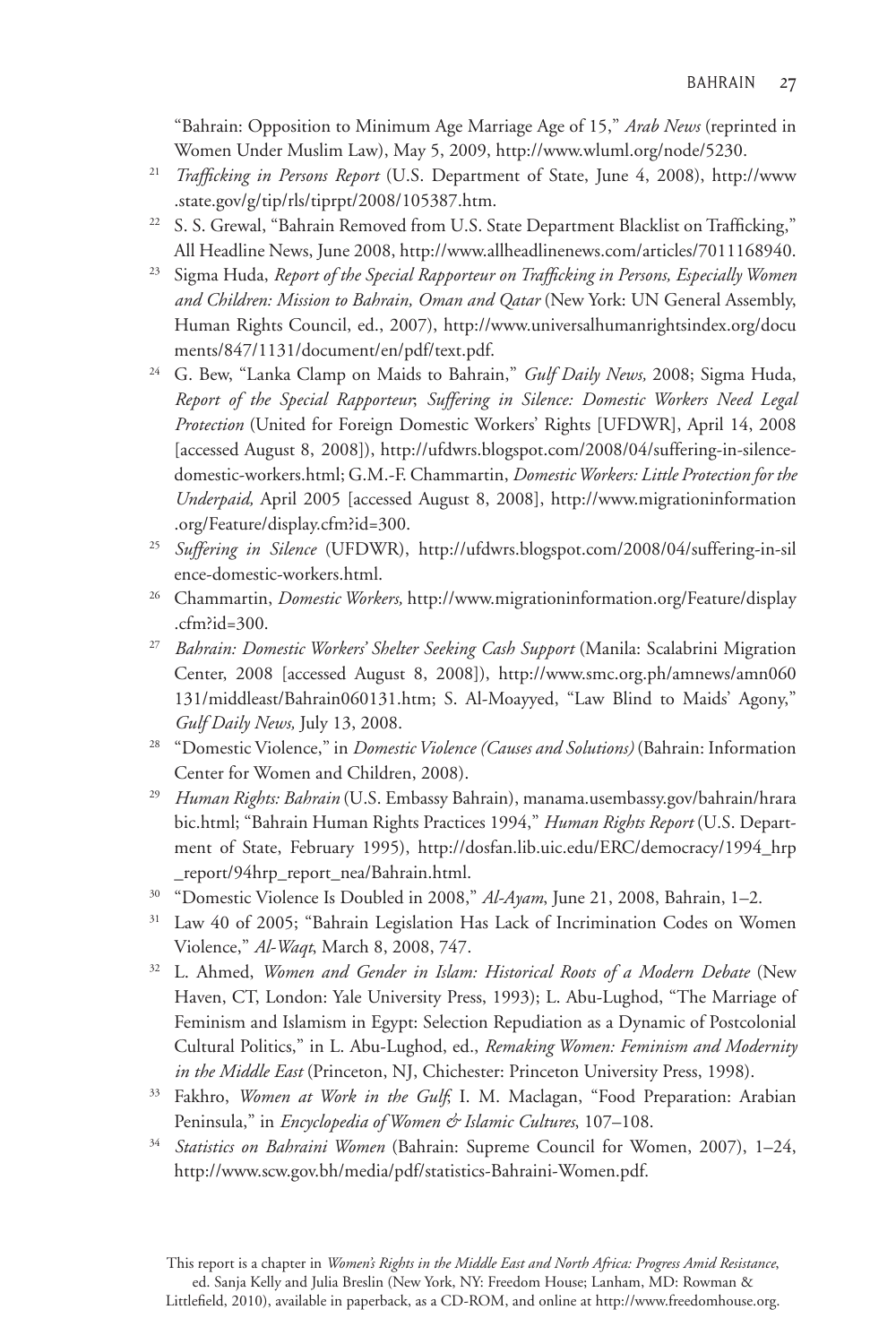"Bahrain: Opposition to Minimum Age Marriage Age of 15," *Arab News* (reprinted in Women Under Muslim Law), May 5, 2009, http://www.wluml.org/node/5230.

21 *Trafficking in Persons Report* (U.S. Department of State, June 4, 2008), http://www.state.gov/g/tip/rls/tiprpt/2008/105387.htm.

22 S. S. Grewal, "Bahrain Removed from U.S. State Department Blacklist on Trafficking," All Headline News, June 2008, http://www.allheadlinenews.com/articles/7011168940.

23 Sigma Huda, *Report of the Special Rapporteur on Trafficking in Persons, Especially Women and Children: Mission to Bahrain, Oman and Qatar* (New York: UN General Assembly, Human Rights Council, ed., 2007), http://www.universalhumanrightsindex.org/documents/847/1131/document/en/pdf/text.pdf.

24 G. Bew, "Lanka Clamp on Maids to Bahrain," *Gulf Daily News,* 2008; Sigma Huda, *Report of the Special Rapporteur*; *Suffering in Silence: Domestic Workers Need Legal Protection* (United for Foreign Domestic Workers' Rights [UFDWR], April 14, 2008 [accessed August 8, 2008]), http://ufdwrs.blogspot.com/2008/04/suffering-in-silence-domestic-workers.html; G.M.-F. Chammartin, *Domestic Workers: Little Protection for the Underpaid,* April 2005 [accessed August 8, 2008], http://www.migrationinformation.org/Feature/display.cfm?id=300.

25 *Suffering in Silence* (UFDWR), http://ufdwrs.blogspot.com/2008/04/suffering-in-silence-domestic-workers.html.

26 Chammartin, *Domestic Workers,* http://www.migrationinformation.org/Feature/display.cfm?id=300.

27 *Bahrain: Domestic Workers' Shelter Seeking Cash Support* (Manila: Scalabrini Migration Center, 2008 [accessed August 8, 2008]), http://www.smc.org.ph/amnews/amn060131/middleast/Bahrain060131.htm; S. Al-Moayyed, "Law Blind to Maids' Agony," *Gulf Daily News,* July 13, 2008.

28 "Domestic Violence," in *Domestic Violence (Causes and Solutions)* (Bahrain: Information Center for Women and Children, 2008).

29 *Human Rights: Bahrain* (U.S. Embassy Bahrain), manama.usembassy.gov/bahrain/hrarabic.html; "Bahrain Human Rights Practices 1994," *Human Rights Report* (U.S. Department of State, February 1995), http://dosfan.lib.uic.edu/ERC/democracy/1994_hrp_report/94hrp_report_nea/Bahrain.html.

30 "Domestic Violence Is Doubled in 2008," *Al-Ayam*, June 21, 2008, Bahrain, 1–2.

31 Law 40 of 2005; "Bahrain Legislation Has Lack of Incrimination Codes on Women Violence," *Al-Waqt*, March 8, 2008, 747.

32 L. Ahmed, *Women and Gender in Islam: Historical Roots of a Modern Debate* (New Haven, CT, London: Yale University Press, 1993); L. Abu-Lughod, "The Marriage of Feminism and Islamism in Egypt: Selection Repudiation as a Dynamic of Postcolonial Cultural Politics," in L. Abu-Lughod, ed., *Remaking Women: Feminism and Modernity in the Middle East* (Princeton, NJ, Chichester: Princeton University Press, 1998).

33 Fakhro, *Women at Work in the Gulf*; I. M. Maclagan, "Food Preparation: Arabian Peninsula," in *Encyclopedia of Women & Islamic Cultures*, 107–108.

34 *Statistics on Bahraini Women* (Bahrain: Supreme Council for Women, 2007), 1–24, http://www.scw.gov.bh/media/pdf/statistics-Bahraini-Women.pdf.

This report is a chapter in *Women's Rights in the Middle East and North Africa: Progress Amid Resistance*, ed. Sanja Kelly and Julia Breslin (New York, NY: Freedom House; Lanham, MD: Rowman & Littlefield, 2010), available in paperback, as a CD-ROM, and online at http://www.freedomhouse.org.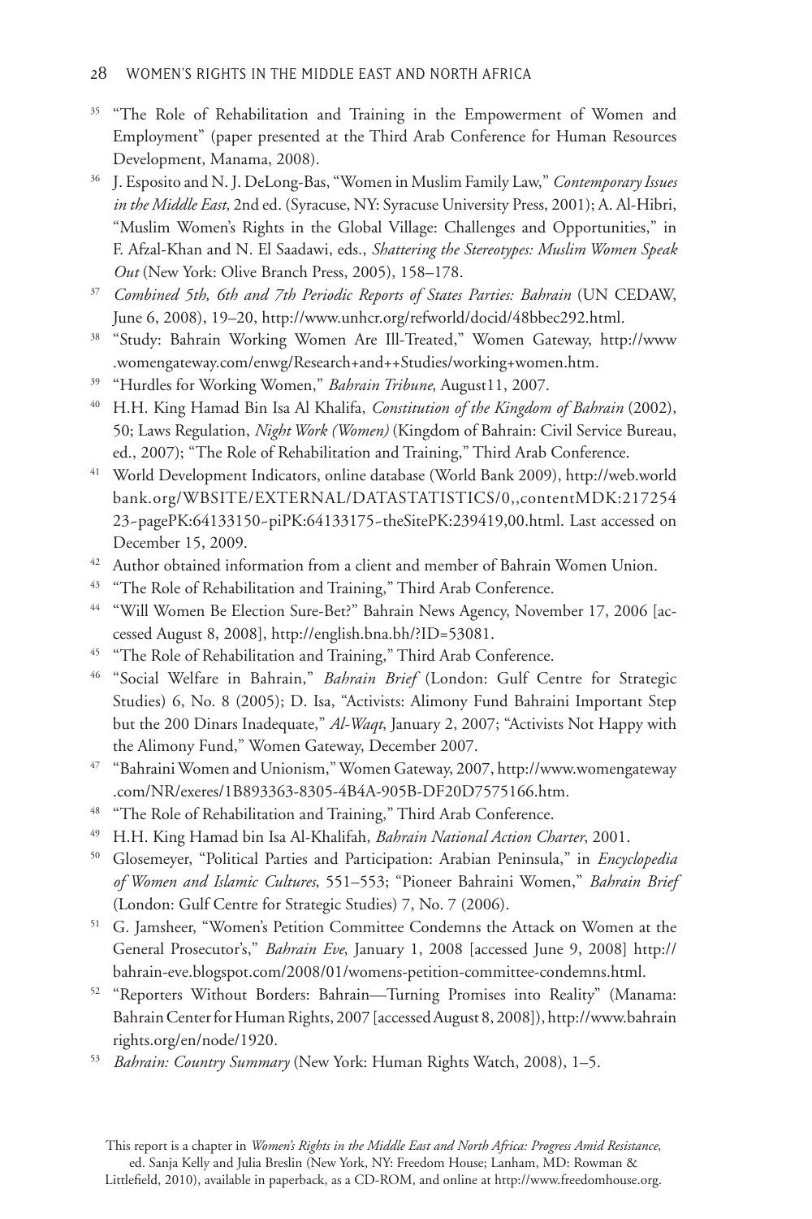[35] "The Role of Rehabilitation and Training in the Empowerment of Women and Employment" (paper presented at the Third Arab Conference for Human Resources Development, Manama, 2008).

[36] J. Esposito and N. J. DeLong-Bas, "Women in Muslim Family Law," *Contemporary Issues in the Middle East,* 2nd ed. (Syracuse, NY: Syracuse University Press, 2001); A. Al-Hibri, "Muslim Women's Rights in the Global Village: Challenges and Opportunities," in F. Afzal-Khan and N. El Saadawi, eds., *Shattering the Stereotypes: Muslim Women Speak Out* (New York: Olive Branch Press, 2005), 158–178.

[37] *Combined 5th, 6th and 7th Periodic Reports of States Parties: Bahrain* (UN CEDAW, June 6, 2008), 19–20, http://www.unhcr.org/refworld/docid/48bbec292.html.

[38] "Study: Bahrain Working Women Are Ill-Treated," Women Gateway, http://www.womengateway.com/enwg/Research+and++Studies/working+women.htm.

[39] "Hurdles for Working Women," *Bahrain Tribune*, August11, 2007.

[40] H.H. King Hamad Bin Isa Al Khalifa, *Constitution of the Kingdom of Bahrain* (2002), 50; Laws Regulation, *Night Work (Women)* (Kingdom of Bahrain: Civil Service Bureau, ed., 2007); "The Role of Rehabilitation and Training," Third Arab Conference.

[41] World Development Indicators, online database (World Bank 2009), http://web.worldbank.org/WBSITE/EXTERNAL/DATASTATISTICS/0,,contentMDK:21725423~pagePK:64133150~piPK:64133175~theSitePK:239419,00.html. Last accessed on December 15, 2009.

[42] Author obtained information from a client and member of Bahrain Women Union.

[43] "The Role of Rehabilitation and Training," Third Arab Conference.

[44] "Will Women Be Election Sure-Bet?" Bahrain News Agency, November 17, 2006 [accessed August 8, 2008], http://english.bna.bh/?ID=53081.

[45] "The Role of Rehabilitation and Training," Third Arab Conference.

[46] "Social Welfare in Bahrain," *Bahrain Brief* (London: Gulf Centre for Strategic Studies) 6, No. 8 (2005); D. Isa, "Activists: Alimony Fund Bahraini Important Step but the 200 Dinars Inadequate," *Al-Waqt*, January 2, 2007; "Activists Not Happy with the Alimony Fund," Women Gateway, December 2007.

[47] "Bahraini Women and Unionism," Women Gateway, 2007, http://www.womengateway.com/NR/exeres/1B893363-8305-4B4A-905B-DF20D7575166.htm.

[48] "The Role of Rehabilitation and Training," Third Arab Conference.

[49] H.H. King Hamad bin Isa Al-Khalifah, *Bahrain National Action Charter*, 2001.

[50] Glosemeyer, "Political Parties and Participation: Arabian Peninsula," in *Encyclopedia of Women and Islamic Cultures*, 551–553; "Pioneer Bahraini Women," *Bahrain Brief* (London: Gulf Centre for Strategic Studies) 7, No. 7 (2006).

[51] G. Jamsheer, "Women's Petition Committee Condemns the Attack on Women at the General Prosecutor's," *Bahrain Eve*, January 1, 2008 [accessed June 9, 2008] http://bahrain-eve.blogspot.com/2008/01/womens-petition-committee-condemns.html.

[52] "Reporters Without Borders: Bahrain—Turning Promises into Reality" (Manama: Bahrain Center for Human Rights, 2007 [accessed August 8, 2008]), http://www.bahrainrights.org/en/node/1920.

[53] *Bahrain: Country Summary* (New York: Human Rights Watch, 2008), 1–5.

This report is a chapter in *Women's Rights in the Middle East and North Africa: Progress Amid Resistance*, ed. Sanja Kelly and Julia Breslin (New York, NY: Freedom House; Lanham, MD: Rowman & Littlefield, 2010), available in paperback, as a CD-ROM, and online at http://www.freedomhouse.org.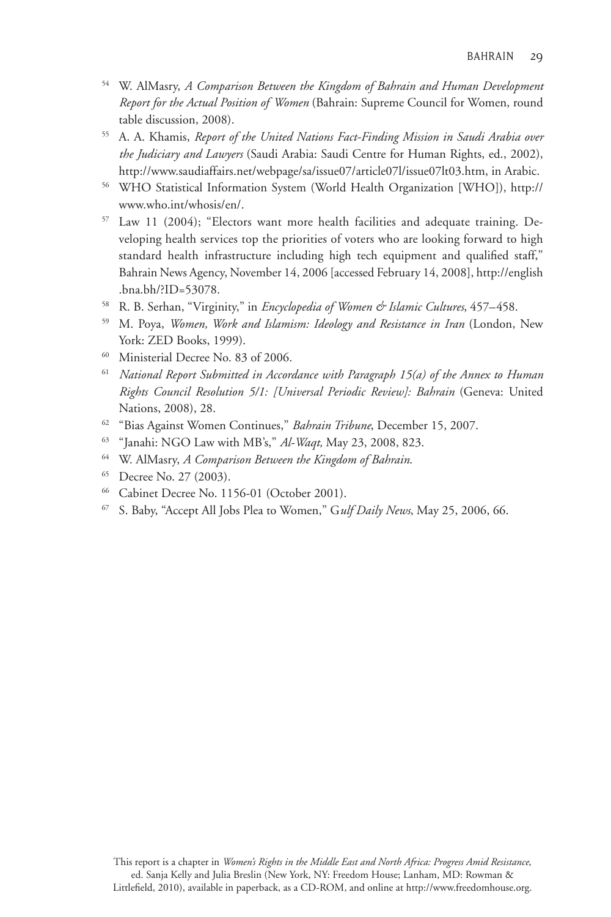54 W. AlMasry, *A Comparison Between the Kingdom of Bahrain and Human Development Report for the Actual Position of Women* (Bahrain: Supreme Council for Women, round table discussion, 2008).

55 A. A. Khamis, *Report of the United Nations Fact-Finding Mission in Saudi Arabia over the Judiciary and Lawyers* (Saudi Arabia: Saudi Centre for Human Rights, ed., 2002), http://www.saudiaffairs.net/webpage/sa/issue07/article07l/issue07lt03.htm, in Arabic.

56 WHO Statistical Information System (World Health Organization [WHO]), http://www.who.int/whosis/en/.

57 Law 11 (2004); "Electors want more health facilities and adequate training. Developing health services top the priorities of voters who are looking forward to high standard health infrastructure including high tech equipment and qualified staff," Bahrain News Agency, November 14, 2006 [accessed February 14, 2008], http://english.bna.bh/?ID=53078.

58 R. B. Serhan, "Virginity," in *Encyclopedia of Women & Islamic Cultures*, 457–458.

59 M. Poya, *Women, Work and Islamism: Ideology and Resistance in Iran* (London, New York: ZED Books, 1999).

60 Ministerial Decree No. 83 of 2006.

61 *National Report Submitted in Accordance with Paragraph 15(a) of the Annex to Human Rights Council Resolution 5/1: [Universal Periodic Review]: Bahrain* (Geneva: United Nations, 2008), 28.

62 "Bias Against Women Continues," *Bahrain Tribune*, December 15, 2007.

63 "Janahi: NGO Law with MB's," *Al-Waqt,* May 23, 2008, 823.

64 W. AlMasry, *A Comparison Between the Kingdom of Bahrain.*

65 Decree No. 27 (2003).

66 Cabinet Decree No. 1156-01 (October 2001).

67 S. Baby, "Accept All Jobs Plea to Women," G*ulf Daily News*, May 25, 2006, 66.

This report is a chapter in *Women's Rights in the Middle East and North Africa: Progress Amid Resistance*, ed. Sanja Kelly and Julia Breslin (New York, NY: Freedom House; Lanham, MD: Rowman & Littlefield, 2010), available in paperback, as a CD-ROM, and online at http://www.freedomhouse.org.